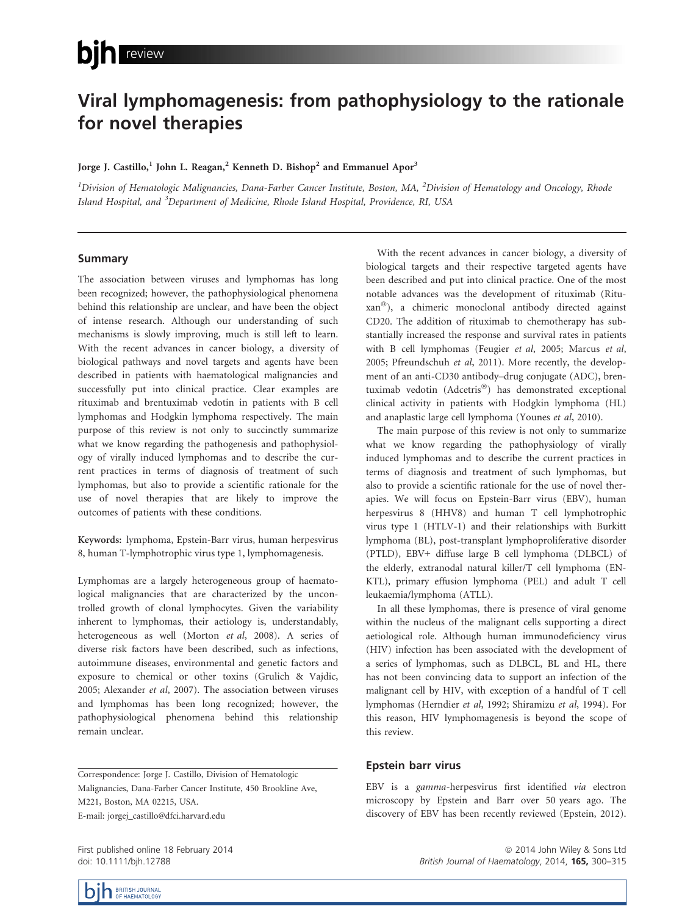# Viral lymphomagenesis: from pathophysiology to the rationale for novel therapies

**Jorge J. Castillo,[1] John L. Reagan,[2] Kenneth D. Bishop[2] and Emmanuel Apor[3]**

[1]*Division of Hematologic Malignancies, Dana-Farber Cancer Institute, Boston, MA,* [2]*Division of Hematology and Oncology, Rhode Island Hospital, and* [3]*Department of Medicine, Rhode Island Hospital, Providence, RI, USA*

## Summary

The association between viruses and lymphomas has long been recognized; however, the pathophysiological phenomena behind this relationship are unclear, and have been the object of intense research. Although our understanding of such mechanisms is slowly improving, much is still left to learn. With the recent advances in cancer biology, a diversity of biological pathways and novel targets and agents have been described in patients with haematological malignancies and successfully put into clinical practice. Clear examples are rituximab and brentuximab vedotin in patients with B cell lymphomas and Hodgkin lymphoma respectively. The main purpose of this review is not only to succinctly summarize what we know regarding the pathogenesis and pathophysiology of virally induced lymphomas and to describe the current practices in terms of diagnosis of treatment of such lymphomas, but also to provide a scientific rationale for the use of novel therapies that are likely to improve the outcomes of patients with these conditions.

**Keywords:** lymphoma, Epstein-Barr virus, human herpesvirus 8, human T-lymphotrophic virus type 1, lymphomagenesis.

Lymphomas are a largely heterogeneous group of haematological malignancies that are characterized by the uncontrolled growth of clonal lymphocytes. Given the variability inherent to lymphomas, their aetiology is, understandably, heterogeneous as well (Morton *et al*, 2008). A series of diverse risk factors have been described, such as infections, autoimmune diseases, environmental and genetic factors and exposure to chemical or other toxins (Grulich & Vajdic, 2005; Alexander *et al*, 2007). The association between viruses and lymphomas has been long recognized; however, the pathophysiological phenomena behind this relationship remain unclear.

Correspondence: Jorge J. Castillo, Division of Hematologic Malignancies, Dana-Farber Cancer Institute, 450 Brookline Ave, M221, Boston, MA 02215, USA.
E-mail: jorgej_castillo@dfci.harvard.edu

First published online 18 February 2014
doi: 10.1111/bjh.12788

With the recent advances in cancer biology, a diversity of biological targets and their respective targeted agents have been described and put into clinical practice. One of the most notable advances was the development of rituximab (Rituxan®), a chimeric monoclonal antibody directed against CD20. The addition of rituximab to chemotherapy has substantially increased the response and survival rates in patients with B cell lymphomas (Feugier *et al*, 2005; Marcus *et al*, 2005; Pfreundschuh *et al*, 2011). More recently, the development of an anti-CD30 antibody–drug conjugate (ADC), brentuximab vedotin (Adcetris®) has demonstrated exceptional clinical activity in patients with Hodgkin lymphoma (HL) and anaplastic large cell lymphoma (Younes *et al*, 2010).

The main purpose of this review is not only to summarize what we know regarding the pathophysiology of virally induced lymphomas and to describe the current practices in terms of diagnosis and treatment of such lymphomas, but also to provide a scientific rationale for the use of novel therapies. We will focus on Epstein-Barr virus (EBV), human herpesvirus 8 (HHV8) and human T cell lymphotrophic virus type 1 (HTLV-1) and their relationships with Burkitt lymphoma (BL), post-transplant lymphoproliferative disorder (PTLD), EBV+ diffuse large B cell lymphoma (DLBCL) of the elderly, extranodal natural killer/T cell lymphoma (ENKTL), primary effusion lymphoma (PEL) and adult T cell leukaemia/lymphoma (ATLL).

In all these lymphomas, there is presence of viral genome within the nucleus of the malignant cells supporting a direct aetiological role. Although human immunodeficiency virus (HIV) infection has been associated with the development of a series of lymphomas, such as DLBCL, BL and HL, there has not been convincing data to support an infection of the malignant cell by HIV, with exception of a handful of T cell lymphomas (Herndier *et al*, 1992; Shiramizu *et al*, 1994). For this reason, HIV lymphomagenesis is beyond the scope of this review.

## Epstein barr virus

EBV is a *gamma*-herpesvirus first identified *via* electron microscopy by Epstein and Barr over 50 years ago. The discovery of EBV has been recently reviewed (Epstein, 2012).

© 2014 John Wiley & Sons Ltd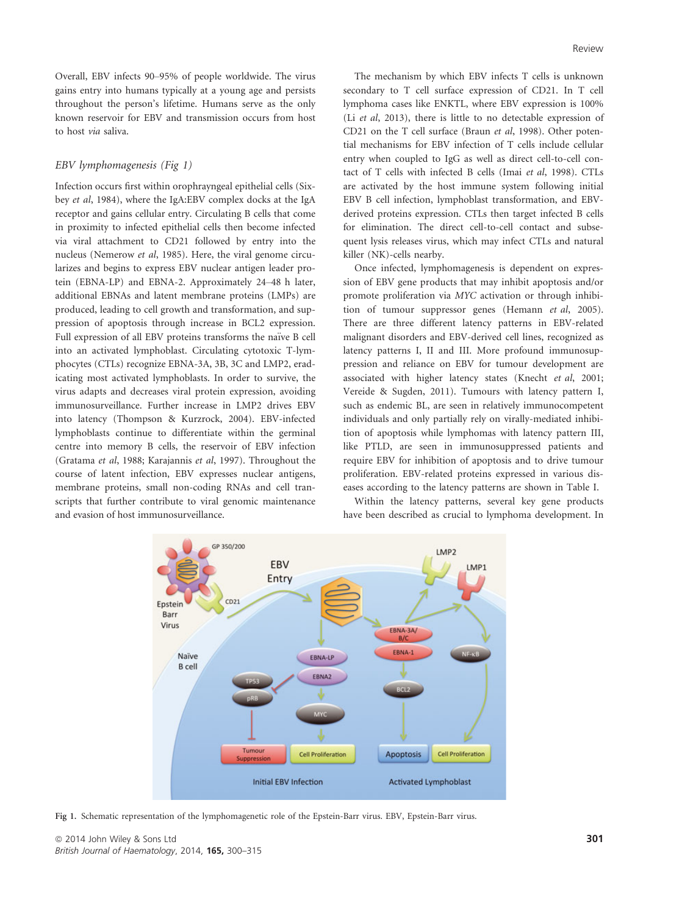Overall, EBV infects 90–95% of people worldwide. The virus gains entry into humans typically at a young age and persists throughout the person's lifetime. Humans serve as the only known reservoir for EBV and transmission occurs from host to host *via* saliva.

### *EBV lymphomagenesis (Fig 1)*

Infection occurs first within orophrayngeal epithelial cells (Sixbey *et al*, 1984), where the IgA:EBV complex docks at the IgA receptor and gains cellular entry. Circulating B cells that come in proximity to infected epithelial cells then become infected via viral attachment to CD21 followed by entry into the nucleus (Nemerow *et al*, 1985). Here, the viral genome circularizes and begins to express EBV nuclear antigen leader protein (EBNA-LP) and EBNA-2. Approximately 24–48 h later, additional EBNAs and latent membrane proteins (LMPs) are produced, leading to cell growth and transformation, and suppression of apoptosis through increase in BCL2 expression. Full expression of all EBV proteins transforms the naïve B cell into an activated lymphoblast. Circulating cytotoxic T-lymphocytes (CTLs) recognize EBNA-3A, 3B, 3C and LMP2, eradicating most activated lymphoblasts. In order to survive, the virus adapts and decreases viral protein expression, avoiding immunosurveillance. Further increase in LMP2 drives EBV into latency (Thompson & Kurzrock, 2004). EBV-infected lymphoblasts continue to differentiate within the germinal centre into memory B cells, the reservoir of EBV infection (Gratama *et al*, 1988; Karajannis *et al*, 1997). Throughout the course of latent infection, EBV expresses nuclear antigens, membrane proteins, small non-coding RNAs and cell transcripts that further contribute to viral genomic maintenance and evasion of host immunosurveillance.

The mechanism by which EBV infects T cells is unknown secondary to T cell surface expression of CD21. In T cell lymphoma cases like ENKTL, where EBV expression is 100% (Li *et al*, 2013), there is little to no detectable expression of CD21 on the T cell surface (Braun *et al*, 1998). Other potential mechanisms for EBV infection of T cells include cellular entry when coupled to IgG as well as direct cell-to-cell contact of T cells with infected B cells (Imai *et al*, 1998). CTLs are activated by the host immune system following initial EBV B cell infection, lymphoblast transformation, and EBV-derived proteins expression. CTLs then target infected B cells for elimination. The direct cell-to-cell contact and subsequent lysis releases virus, which may infect CTLs and natural killer (NK)-cells nearby.

Once infected, lymphomagenesis is dependent on expression of EBV gene products that may inhibit apoptosis and/or promote proliferation via *MYC* activation or through inhibition of tumour suppressor genes (Hemann *et al*, 2005). There are three different latency patterns in EBV-related malignant disorders and EBV-derived cell lines, recognized as latency patterns I, II and III. More profound immunosuppression and reliance on EBV for tumour development are associated with higher latency states (Knecht *et al*, 2001; Vereide & Sugden, 2011). Tumours with latency pattern I, such as endemic BL, are seen in relatively immunocompetent individuals and only partially rely on virally-mediated inhibition of apoptosis while lymphomas with latency pattern III, like PTLD, are seen in immunosuppressed patients and require EBV for inhibition of apoptosis and to drive tumour proliferation. EBV-related proteins expressed in various diseases according to the latency patterns are shown in Table I.

Within the latency patterns, several key gene products have been described as crucial to lymphoma development. In

Fig 1. Schematic representation of the lymphomagenetic role of the Epstein-Barr virus. EBV, Epstein-Barr virus.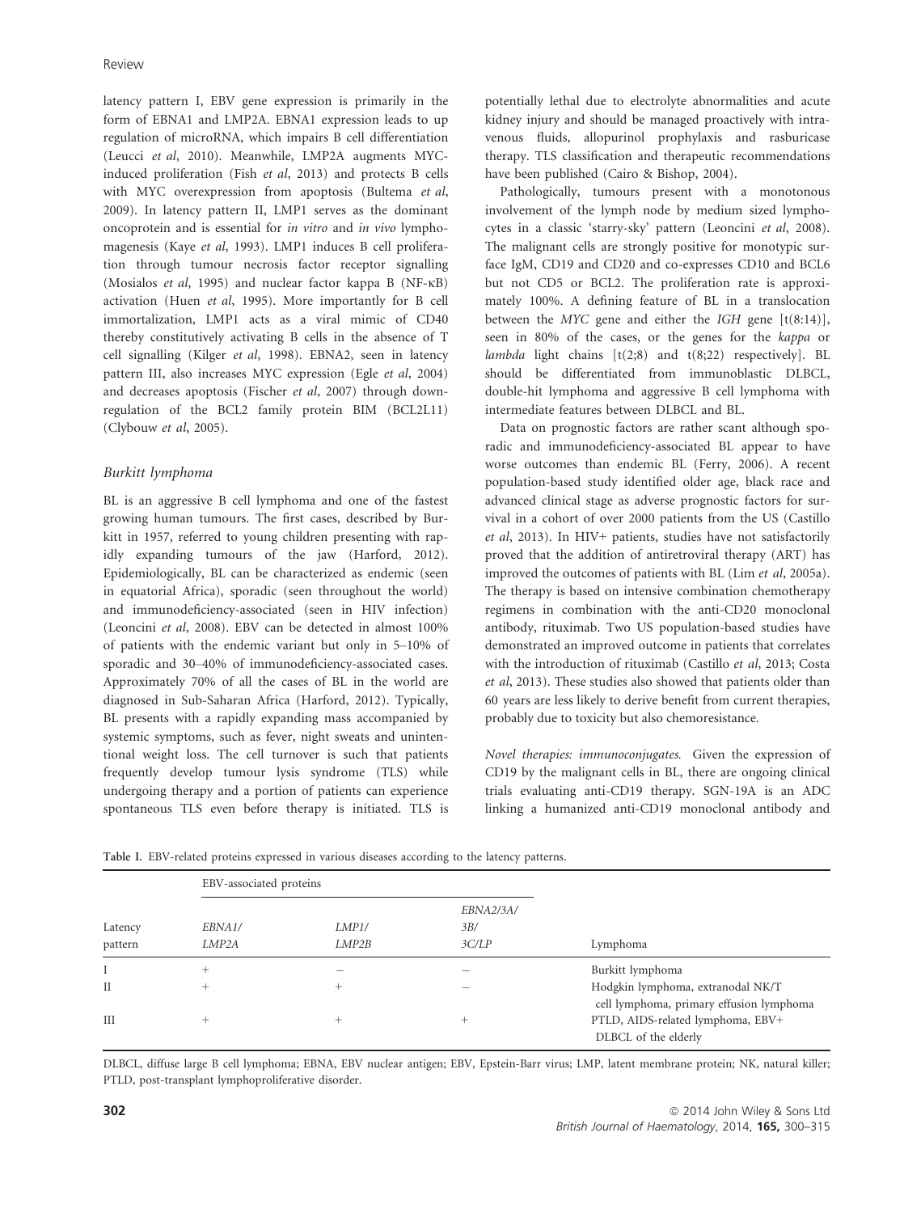latency pattern I, EBV gene expression is primarily in the form of EBNA1 and LMP2A. EBNA1 expression leads to up regulation of microRNA, which impairs B cell differentiation (Leucci *et al*, 2010). Meanwhile, LMP2A augments MYC-induced proliferation (Fish *et al*, 2013) and protects B cells with MYC overexpression from apoptosis (Bultema *et al*, 2009). In latency pattern II, LMP1 serves as the dominant oncoprotein and is essential for *in vitro* and *in vivo* lymphomagenesis (Kaye *et al*, 1993). LMP1 induces B cell proliferation through tumour necrosis factor receptor signalling (Mosialos *et al*, 1995) and nuclear factor kappa B (NF-κB) activation (Huen *et al*, 1995). More importantly for B cell immortalization, LMP1 acts as a viral mimic of CD40 thereby constitutively activating B cells in the absence of T cell signalling (Kilger *et al*, 1998). EBNA2, seen in latency pattern III, also increases MYC expression (Egle *et al*, 2004) and decreases apoptosis (Fischer *et al*, 2007) through downregulation of the BCL2 family protein BIM (BCL2L11) (Clybouw *et al*, 2005).

### *Burkitt lymphoma*

BL is an aggressive B cell lymphoma and one of the fastest growing human tumours. The first cases, described by Burkitt in 1957, referred to young children presenting with rapidly expanding tumours of the jaw (Harford, 2012). Epidemiologically, BL can be characterized as endemic (seen in equatorial Africa), sporadic (seen throughout the world) and immunodeficiency-associated (seen in HIV infection) (Leoncini *et al*, 2008). EBV can be detected in almost 100% of patients with the endemic variant but only in 5–10% of sporadic and 30–40% of immunodeficiency-associated cases. Approximately 70% of all the cases of BL in the world are diagnosed in Sub-Saharan Africa (Harford, 2012). Typically, BL presents with a rapidly expanding mass accompanied by systemic symptoms, such as fever, night sweats and unintentional weight loss. The cell turnover is such that patients frequently develop tumour lysis syndrome (TLS) while undergoing therapy and a portion of patients can experience spontaneous TLS even before therapy is initiated. TLS is potentially lethal due to electrolyte abnormalities and acute kidney injury and should be managed proactively with intravenous fluids, allopurinol prophylaxis and rasburicase therapy. TLS classification and therapeutic recommendations have been published (Cairo & Bishop, 2004).

Pathologically, tumours present with a monotonous involvement of the lymph node by medium sized lymphocytes in a classic 'starry-sky' pattern (Leoncini *et al*, 2008). The malignant cells are strongly positive for monotypic surface IgM, CD19 and CD20 and co-expresses CD10 and BCL6 but not CD5 or BCL2. The proliferation rate is approximately 100%. A defining feature of BL in a translocation between the *MYC* gene and either the *IGH* gene [t(8:14)], seen in 80% of the cases, or the genes for the *kappa* or *lambda* light chains [t(2;8) and t(8;22) respectively]. BL should be differentiated from immunoblastic DLBCL, double-hit lymphoma and aggressive B cell lymphoma with intermediate features between DLBCL and BL.

Data on prognostic factors are rather scant although sporadic and immunodeficiency-associated BL appear to have worse outcomes than endemic BL (Ferry, 2006). A recent population-based study identified older age, black race and advanced clinical stage as adverse prognostic factors for survival in a cohort of over 2000 patients from the US (Castillo *et al*, 2013). In HIV+ patients, studies have not satisfactorily proved that the addition of antiretroviral therapy (ART) has improved the outcomes of patients with BL (Lim *et al*, 2005a). The therapy is based on intensive combination chemotherapy regimens in combination with the anti-CD20 monoclonal antibody, rituximab. Two US population-based studies have demonstrated an improved outcome in patients that correlates with the introduction of rituximab (Castillo *et al*, 2013; Costa *et al*, 2013). These studies also showed that patients older than 60 years are less likely to derive benefit from current therapies, probably due to toxicity but also chemoresistance.

*Novel therapies: immunoconjugates.* Given the expression of CD19 by the malignant cells in BL, there are ongoing clinical trials evaluating anti-CD19 therapy. SGN-19A is an ADC linking a humanized anti-CD19 monoclonal antibody and

**Table I.** EBV-related proteins expressed in various diseases according to the latency patterns.

| | EBV-associated proteins | | | |
|---|---|---|---|---|
| Latency pattern | *EBNA1/ LMP2A* | *LMP1/ LMP2B* | *EBNA2/3A/ 3B/ 3C/LP* | Lymphoma |
| I | + | – | – | Burkitt lymphoma |
| II | + | + | – | Hodgkin lymphoma, extranodal NK/T cell lymphoma, primary effusion lymphoma |
| III | + | + | + | PTLD, AIDS-related lymphoma, EBV+ DLBCL of the elderly |

DLBCL, diffuse large B cell lymphoma; EBNA, EBV nuclear antigen; EBV, Epstein-Barr virus; LMP, latent membrane protein; NK, natural killer; PTLD, post-transplant lymphoproliferative disorder.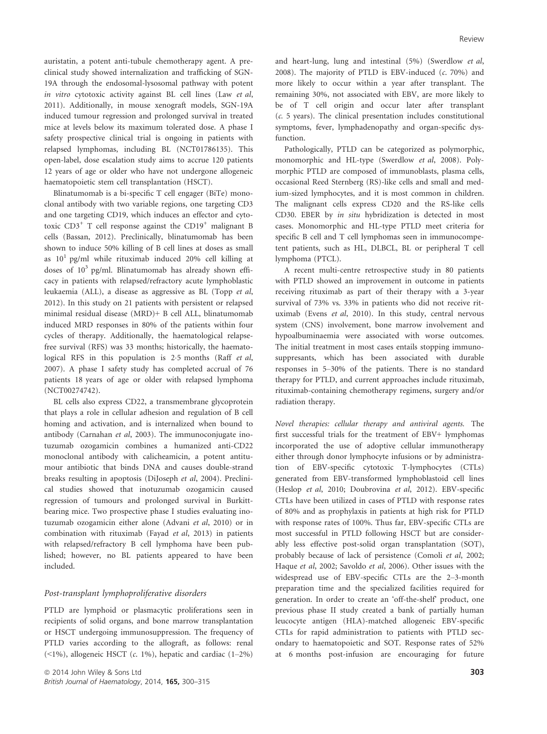auristatin, a potent anti-tubule chemotherapy agent. A pre-clinical study showed internalization and trafficking of SGN-19A through the endosomal-lysosomal pathway with potent *in vitro* cytotoxic activity against BL cell lines (Law *et al*, 2011). Additionally, in mouse xenograft models, SGN-19A induced tumour regression and prolonged survival in treated mice at levels below its maximum tolerated dose. A phase I safety prospective clinical trial is ongoing in patients with relapsed lymphomas, including BL (NCT01786135). This open-label, dose escalation study aims to accrue 120 patients 12 years of age or older who have not undergone allogeneic haematopoietic stem cell transplantation (HSCT).

Blinatumomab is a bi-specific T cell engager (BiTe) monoclonal antibody with two variable regions, one targeting CD3 and one targeting CD19, which induces an effector and cytotoxic $CD3^+$ T cell response against the $CD19^+$ malignant B cells (Bassan, 2012). Preclinically, blinatumomab has been shown to induce 50% killing of B cell lines at doses as small as $10^1$ pg/ml while rituximab induced 20% cell killing at doses of $10^3$ pg/ml. Blinatumomab has already shown efficacy in patients with relapsed/refractory acute lymphoblastic leukaemia (ALL), a disease as aggressive as BL (Topp *et al*, 2012). In this study on 21 patients with persistent or relapsed minimal residual disease (MRD)+ B cell ALL, blinatumomab induced MRD responses in 80% of the patients within four cycles of therapy. Additionally, the haematological relapse-free survival (RFS) was 33 months; historically, the haematological RFS in this population is 2·5 months (Raff *et al*, 2007). A phase I safety study has completed accrual of 76 patients 18 years of age or older with relapsed lymphoma (NCT00274742).

BL cells also express CD22, a transmembrane glycoprotein that plays a role in cellular adhesion and regulation of B cell homing and activation, and is internalized when bound to antibody (Carnahan *et al*, 2003). The immunoconjugate inotuzumab ozogamicin combines a humanized anti-CD22 monoclonal antibody with calicheamicin, a potent antitumour antibiotic that binds DNA and causes double-strand breaks resulting in apoptosis (DiJoseph *et al*, 2004). Preclinical studies showed that inotuzumab ozogamicin caused regression of tumours and prolonged survival in Burkitt-bearing mice. Two prospective phase I studies evaluating inotuzumab ozogamicin either alone (Advani *et al*, 2010) or in combination with rituximab (Fayad *et al*, 2013) in patients with relapsed/refractory B cell lymphoma have been published; however, no BL patients appeared to have been included.

### *Post-transplant lymphoproliferative disorders*

PTLD are lymphoid or plasmacytic proliferations seen in recipients of solid organs, and bone marrow transplantation or HSCT undergoing immunosuppression. The frequency of PTLD varies according to the allograft, as follows: renal (<1%), allogeneic HSCT (*c.* 1%), hepatic and cardiac (1–2%) and heart-lung, lung and intestinal (5%) (Swerdlow *et al*, 2008). The majority of PTLD is EBV-induced (*c.* 70%) and more likely to occur within a year after transplant. The remaining 30%, not associated with EBV, are more likely to be of T cell origin and occur later after transplant (*c.* 5 years). The clinical presentation includes constitutional symptoms, fever, lymphadenopathy and organ-specific dysfunction.

Pathologically, PTLD can be categorized as polymorphic, monomorphic and HL-type (Swerdlow *et al*, 2008). Polymorphic PTLD are composed of immunoblasts, plasma cells, occasional Reed Sternberg (RS)-like cells and small and medium-sized lymphocytes, and it is most common in children. The malignant cells express CD20 and the RS-like cells CD30. EBER by *in situ* hybridization is detected in most cases. Monomorphic and HL-type PTLD meet criteria for specific B cell and T cell lymphomas seen in immunocompetent patients, such as HL, DLBCL, BL or peripheral T cell lymphoma (PTCL).

A recent multi-centre retrospective study in 80 patients with PTLD showed an improvement in outcome in patients receiving rituximab as part of their therapy with a 3-year survival of 73% vs. 33% in patients who did not receive rituximab (Evens *et al*, 2010). In this study, central nervous system (CNS) involvement, bone marrow involvement and hypoalbuminaemia were associated with worse outcomes. The initial treatment in most cases entails stopping immunosuppresants, which has been associated with durable responses in 5–30% of the patients. There is no standard therapy for PTLD, and current approaches include rituximab, rituximab-containing chemotherapy regimens, surgery and/or radiation therapy.

*Novel therapies: cellular therapy and antiviral agents.* The first successful trials for the treatment of EBV+ lymphomas incorporated the use of adoptive cellular immunotherapy either through donor lymphocyte infusions or by administration of EBV-specific cytotoxic T-lymphocytes (CTLs) generated from EBV-transformed lymphoblastoid cell lines (Heslop *et al*, 2010; Doubrovina *et al*, 2012). EBV-specific CTLs have been utilized in cases of PTLD with response rates of 80% and as prophylaxis in patients at high risk for PTLD with response rates of 100%. Thus far, EBV-specific CTLs are most successful in PTLD following HSCT but are considerably less effective post-solid organ transplantation (SOT), probably because of lack of persistence (Comoli *et al*, 2002; Haque *et al*, 2002; Savoldo *et al*, 2006). Other issues with the widespread use of EBV-specific CTLs are the 2–3-month preparation time and the specialized facilities required for generation. In order to create an 'off-the-shelf' product, one previous phase II study created a bank of partially human leucocyte antigen (HLA)-matched allogeneic EBV-specific CTLs for rapid administration to patients with PTLD secondary to haematopoietic and SOT. Response rates of 52% at 6 months post-infusion are encouraging for future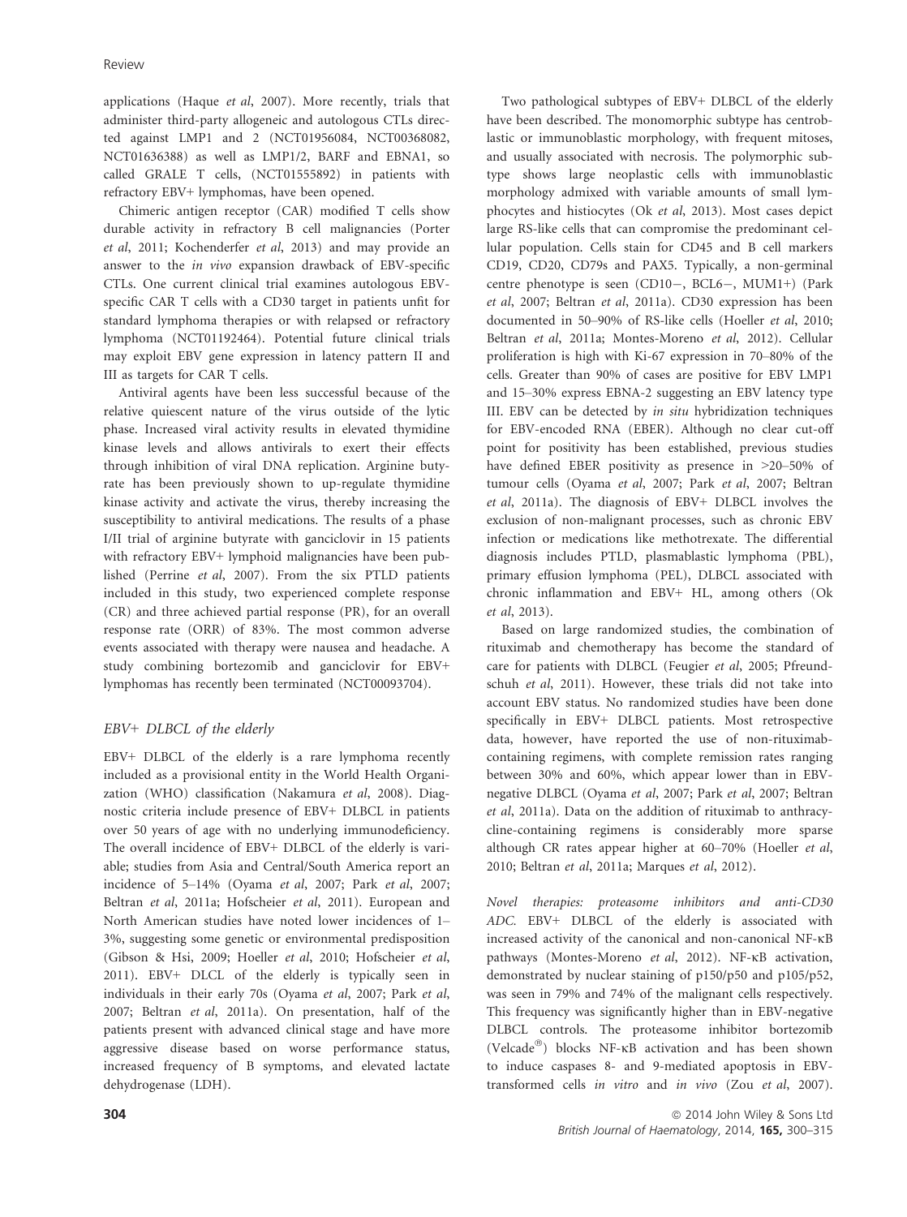applications (Haque *et al*, 2007). More recently, trials that administer third-party allogeneic and autologous CTLs directed against LMP1 and 2 (NCT01956084, NCT00368082, NCT01636388) as well as LMP1/2, BARF and EBNA1, so called GRALE T cells, (NCT01555892) in patients with refractory EBV+ lymphomas, have been opened.

Chimeric antigen receptor (CAR) modified T cells show durable activity in refractory B cell malignancies (Porter *et al*, 2011; Kochenderfer *et al*, 2013) and may provide an answer to the *in vivo* expansion drawback of EBV-specific CTLs. One current clinical trial examines autologous EBV-specific CAR T cells with a CD30 target in patients unfit for standard lymphoma therapies or with relapsed or refractory lymphoma (NCT01192464). Potential future clinical trials may exploit EBV gene expression in latency pattern II and III as targets for CAR T cells.

Antiviral agents have been less successful because of the relative quiescent nature of the virus outside of the lytic phase. Increased viral activity results in elevated thymidine kinase levels and allows antivirals to exert their effects through inhibition of viral DNA replication. Arginine butyrate has been previously shown to up-regulate thymidine kinase activity and activate the virus, thereby increasing the susceptibility to antiviral medications. The results of a phase I/II trial of arginine butyrate with ganciclovir in 15 patients with refractory EBV+ lymphoid malignancies have been published (Perrine *et al*, 2007). From the six PTLD patients included in this study, two experienced complete response (CR) and three achieved partial response (PR), for an overall response rate (ORR) of 83%. The most common adverse events associated with therapy were nausea and headache. A study combining bortezomib and ganciclovir for EBV+ lymphomas has recently been terminated (NCT00093704).

### *EBV+ DLBCL of the elderly*

EBV+ DLBCL of the elderly is a rare lymphoma recently included as a provisional entity in the World Health Organization (WHO) classification (Nakamura *et al*, 2008). Diagnostic criteria include presence of EBV+ DLBCL in patients over 50 years of age with no underlying immunodeficiency. The overall incidence of EBV+ DLBCL of the elderly is variable; studies from Asia and Central/South America report an incidence of 5–14% (Oyama *et al*, 2007; Park *et al*, 2007; Beltran *et al*, 2011a; Hofscheier *et al*, 2011). European and North American studies have noted lower incidences of 1–3%, suggesting some genetic or environmental predisposition (Gibson & Hsi, 2009; Hoeller *et al*, 2010; Hofscheier *et al*, 2011). EBV+ DLCL of the elderly is typically seen in individuals in their early 70s (Oyama *et al*, 2007; Park *et al*, 2007; Beltran *et al*, 2011a). On presentation, half of the patients present with advanced clinical stage and have more aggressive disease based on worse performance status, increased frequency of B symptoms, and elevated lactate dehydrogenase (LDH).

Two pathological subtypes of EBV+ DLBCL of the elderly have been described. The monomorphic subtype has centroblastic or immunoblastic morphology, with frequent mitoses, and usually associated with necrosis. The polymorphic subtype shows large neoplastic cells with immunoblastic morphology admixed with variable amounts of small lymphocytes and histiocytes (Ok *et al*, 2013). Most cases depict large RS-like cells that can compromise the predominant cellular population. Cells stain for CD45 and B cell markers CD19, CD20, CD79s and PAX5. Typically, a non-germinal centre phenotype is seen (CD10−, BCL6−, MUM1+) (Park *et al*, 2007; Beltran *et al*, 2011a). CD30 expression has been documented in 50–90% of RS-like cells (Hoeller *et al*, 2010; Beltran *et al*, 2011a; Montes-Moreno *et al*, 2012). Cellular proliferation is high with Ki-67 expression in 70–80% of the cells. Greater than 90% of cases are positive for EBV LMP1 and 15–30% express EBNA-2 suggesting an EBV latency type III. EBV can be detected by *in situ* hybridization techniques for EBV-encoded RNA (EBER). Although no clear cut-off point for positivity has been established, previous studies have defined EBER positivity as presence in >20–50% of tumour cells (Oyama *et al*, 2007; Park *et al*, 2007; Beltran *et al*, 2011a). The diagnosis of EBV+ DLBCL involves the exclusion of non-malignant processes, such as chronic EBV infection or medications like methotrexate. The differential diagnosis includes PTLD, plasmablastic lymphoma (PBL), primary effusion lymphoma (PEL), DLBCL associated with chronic inflammation and EBV+ HL, among others (Ok *et al*, 2013).

Based on large randomized studies, the combination of rituximab and chemotherapy has become the standard of care for patients with DLBCL (Feugier *et al*, 2005; Pfreundschuh *et al*, 2011). However, these trials did not take into account EBV status. No randomized studies have been done specifically in EBV+ DLBCL patients. Most retrospective data, however, have reported the use of non-rituximab-containing regimens, with complete remission rates ranging between 30% and 60%, which appear lower than in EBV-negative DLBCL (Oyama *et al*, 2007; Park *et al*, 2007; Beltran *et al*, 2011a). Data on the addition of rituximab to anthracycline-containing regimens is considerably more sparse although CR rates appear higher at 60–70% (Hoeller *et al*, 2010; Beltran *et al*, 2011a; Marques *et al*, 2012).

*Novel therapies: proteasome inhibitors and anti-CD30 ADC.* EBV+ DLBCL of the elderly is associated with increased activity of the canonical and non-canonical NF-κB pathways (Montes-Moreno *et al*, 2012). NF-κB activation, demonstrated by nuclear staining of p150/p50 and p105/p52, was seen in 79% and 74% of the malignant cells respectively. This frequency was significantly higher than in EBV-negative DLBCL controls. The proteasome inhibitor bortezomib (Velcade®) blocks NF-κB activation and has been shown to induce caspases 8- and 9-mediated apoptosis in EBV-transformed cells *in vitro* and *in vivo* (Zou *et al*, 2007).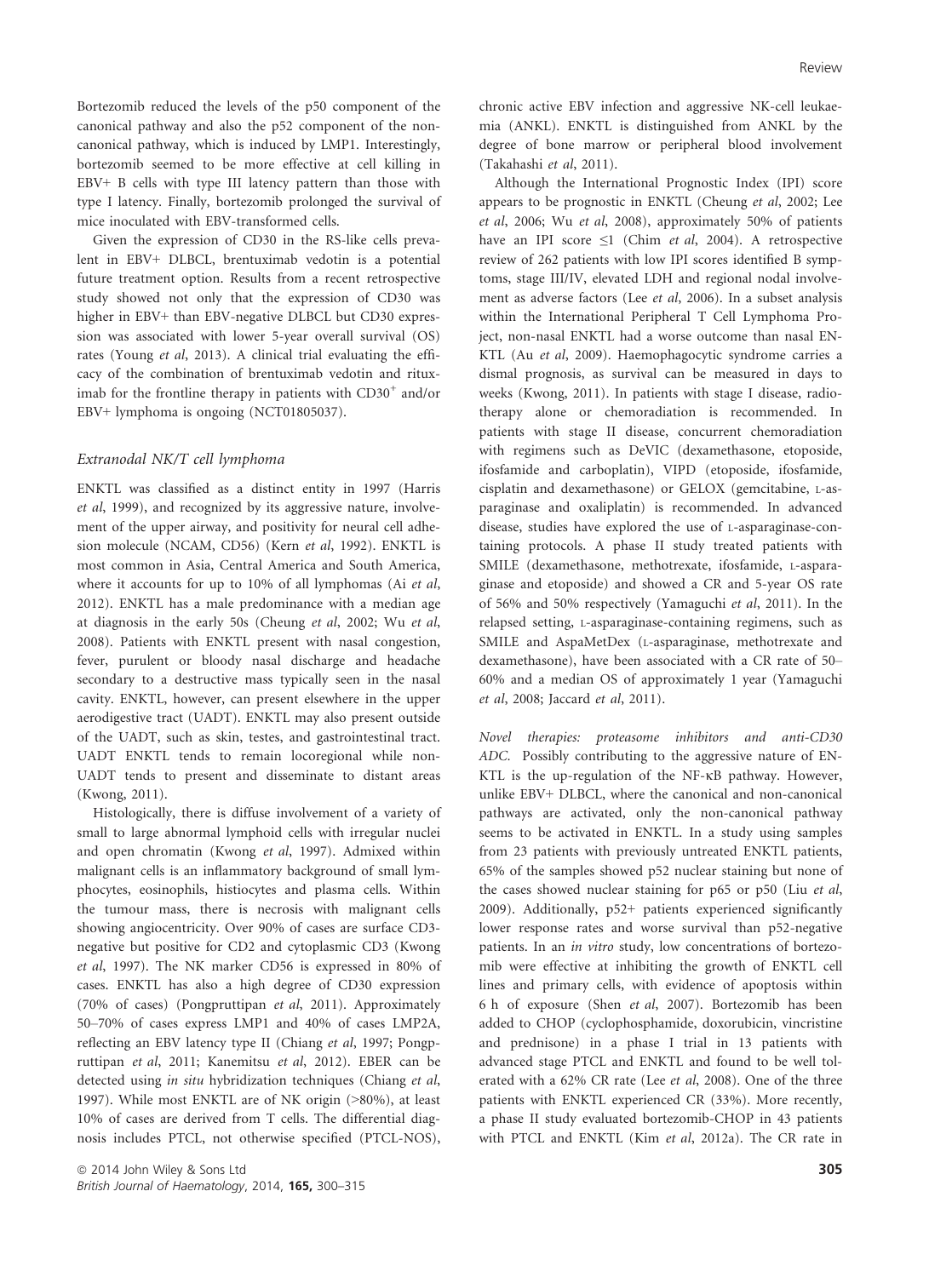Bortezomib reduced the levels of the p50 component of the canonical pathway and also the p52 component of the non-canonical pathway, which is induced by LMP1. Interestingly, bortezomib seemed to be more effective at cell killing in EBV+ B cells with type III latency pattern than those with type I latency. Finally, bortezomib prolonged the survival of mice inoculated with EBV-transformed cells.

Given the expression of CD30 in the RS-like cells prevalent in EBV+ DLBCL, brentuximab vedotin is a potential future treatment option. Results from a recent retrospective study showed not only that the expression of CD30 was higher in EBV+ than EBV-negative DLBCL but CD30 expression was associated with lower 5-year overall survival (OS) rates (Young *et al*, 2013). A clinical trial evaluating the efficacy of the combination of brentuximab vedotin and rituximab for the frontline therapy in patients with $CD30^{+}$ and/or EBV+ lymphoma is ongoing (NCT01805037).

### *Extranodal NK/T cell lymphoma*

ENKTL was classified as a distinct entity in 1997 (Harris *et al*, 1999), and recognized by its aggressive nature, involvement of the upper airway, and positivity for neural cell adhesion molecule (NCAM, CD56) (Kern *et al*, 1992). ENKTL is most common in Asia, Central America and South America, where it accounts for up to 10% of all lymphomas (Ai *et al*, 2012). ENKTL has a male predominance with a median age at diagnosis in the early 50s (Cheung *et al*, 2002; Wu *et al*, 2008). Patients with ENKTL present with nasal congestion, fever, purulent or bloody nasal discharge and headache secondary to a destructive mass typically seen in the nasal cavity. ENKTL, however, can present elsewhere in the upper aerodigestive tract (UADT). ENKTL may also present outside of the UADT, such as skin, testes, and gastrointestinal tract. UADT ENKTL tends to remain locoregional while non-UADT tends to present and disseminate to distant areas (Kwong, 2011).

Histologically, there is diffuse involvement of a variety of small to large abnormal lymphoid cells with irregular nuclei and open chromatin (Kwong *et al*, 1997). Admixed within malignant cells is an inflammatory background of small lymphocytes, eosinophils, histiocytes and plasma cells. Within the tumour mass, there is necrosis with malignant cells showing angiocentricity. Over 90% of cases are surface CD3-negative but positive for CD2 and cytoplasmic CD3 (Kwong *et al*, 1997). The NK marker CD56 is expressed in 80% of cases. ENKTL has also a high degree of CD30 expression (70% of cases) (Pongpruttipan *et al*, 2011). Approximately 50–70% of cases express LMP1 and 40% of cases LMP2A, reflecting an EBV latency type II (Chiang *et al*, 1997; Pongpruttipan *et al*, 2011; Kanemitsu *et al*, 2012). EBER can be detected using *in situ* hybridization techniques (Chiang *et al*, 1997). While most ENKTL are of NK origin (>80%), at least 10% of cases are derived from T cells. The differential diagnosis includes PTCL, not otherwise specified (PTCL-NOS), chronic active EBV infection and aggressive NK-cell leukaemia (ANKL). ENKTL is distinguished from ANKL by the degree of bone marrow or peripheral blood involvement (Takahashi *et al*, 2011).

Although the International Prognostic Index (IPI) score appears to be prognostic in ENKTL (Cheung *et al*, 2002; Lee *et al*, 2006; Wu *et al*, 2008), approximately 50% of patients have an IPI score ≤1 (Chim *et al*, 2004). A retrospective review of 262 patients with low IPI scores identified B symptoms, stage III/IV, elevated LDH and regional nodal involvement as adverse factors (Lee *et al*, 2006). In a subset analysis within the International Peripheral T Cell Lymphoma Project, non-nasal ENKTL had a worse outcome than nasal ENKTL (Au *et al*, 2009). Haemophagocytic syndrome carries a dismal prognosis, as survival can be measured in days to weeks (Kwong, 2011). In patients with stage I disease, radiotherapy alone or chemoradiation is recommended. In patients with stage II disease, concurrent chemoradiation with regimens such as DeVIC (dexamethasone, etoposide, ifosfamide and carboplatin), VIPD (etoposide, ifosfamide, cisplatin and dexamethasone) or GELOX (gemcitabine, L-asparaginase and oxaliplatin) is recommended. In advanced disease, studies have explored the use of L-asparaginase-containing protocols. A phase II study treated patients with SMILE (dexamethasone, methotrexate, ifosfamide, L-asparaginase and etoposide) and showed a CR and 5-year OS rate of 56% and 50% respectively (Yamaguchi *et al*, 2011). In the relapsed setting, L-asparaginase-containing regimens, such as SMILE and AspaMetDex (L-asparaginase, methotrexate and dexamethasone), have been associated with a CR rate of 50–60% and a median OS of approximately 1 year (Yamaguchi *et al*, 2008; Jaccard *et al*, 2011).

*Novel therapies: proteasome inhibitors and anti-CD30 ADC.* Possibly contributing to the aggressive nature of ENKTL is the up-regulation of the NF-κB pathway. However, unlike EBV+ DLBCL, where the canonical and non-canonical pathways are activated, only the non-canonical pathway seems to be activated in ENKTL. In a study using samples from 23 patients with previously untreated ENKTL patients, 65% of the samples showed p52 nuclear staining but none of the cases showed nuclear staining for p65 or p50 (Liu *et al*, 2009). Additionally, p52+ patients experienced significantly lower response rates and worse survival than p52-negative patients. In an *in vitro* study, low concentrations of bortezomib were effective at inhibiting the growth of ENKTL cell lines and primary cells, with evidence of apoptosis within 6 h of exposure (Shen *et al*, 2007). Bortezomib has been added to CHOP (cyclophosphamide, doxorubicin, vincristine and prednisone) in a phase I trial in 13 patients with advanced stage PTCL and ENKTL and found to be well tolerated with a 62% CR rate (Lee *et al*, 2008). One of the three patients with ENKTL experienced CR (33%). More recently, a phase II study evaluated bortezomib-CHOP in 43 patients with PTCL and ENKTL (Kim *et al*, 2012a). The CR rate in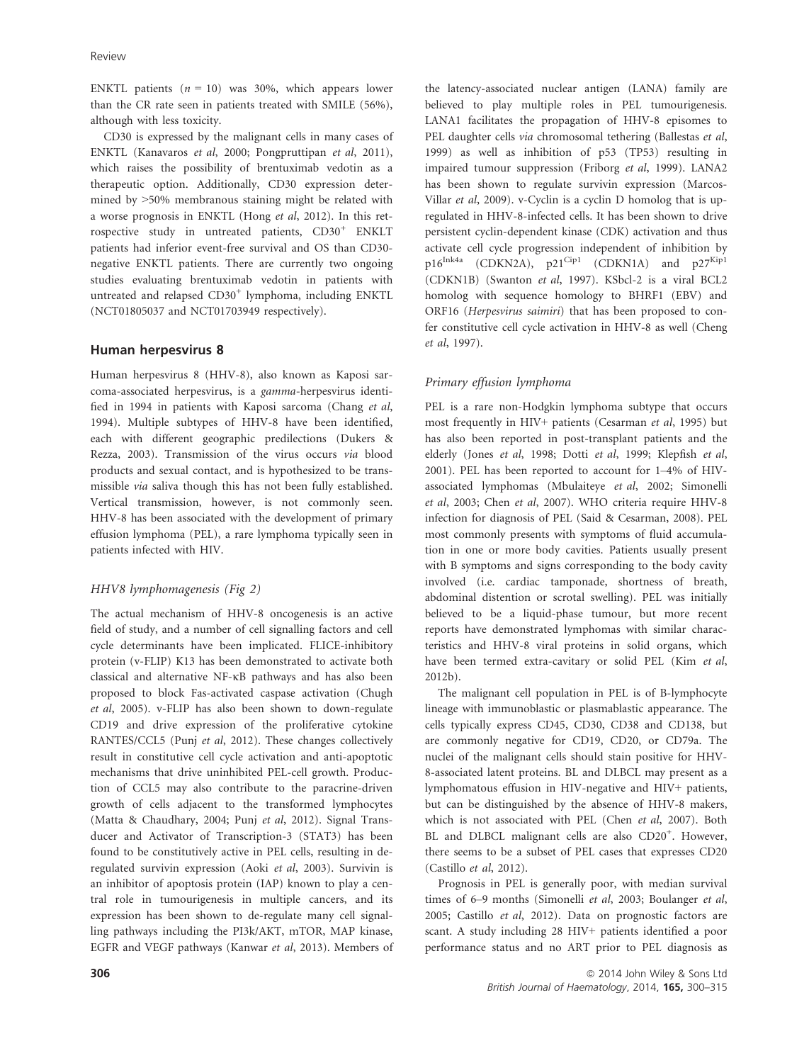ENKTL patients ($n = 10$) was 30%, which appears lower than the CR rate seen in patients treated with SMILE (56%), although with less toxicity.

CD30 is expressed by the malignant cells in many cases of ENKTL (Kanavaros *et al*, 2000; Pongpruttipan *et al*, 2011), which raises the possibility of brentuximab vedotin as a therapeutic option. Additionally, CD30 expression determined by >50% membranous staining might be related with a worse prognosis in ENKTL (Hong *et al*, 2012). In this retrospective study in untreated patients, $CD30^+$ ENKLT patients had inferior event-free survival and OS than CD30-negative ENKTL patients. There are currently two ongoing studies evaluating brentuximab vedotin in patients with untreated and relapsed $CD30^+$ lymphoma, including ENKTL (NCT01805037 and NCT01703949 respectively).

## Human herpesvirus 8

Human herpesvirus 8 (HHV-8), also known as Kaposi sarcoma-associated herpesvirus, is a *gamma*-herpesvirus identified in 1994 in patients with Kaposi sarcoma (Chang *et al*, 1994). Multiple subtypes of HHV-8 have been identified, each with different geographic predilections (Dukers & Rezza, 2003). Transmission of the virus occurs *via* blood products and sexual contact, and is hypothesized to be transmissible *via* saliva though this has not been fully established. Vertical transmission, however, is not commonly seen. HHV-8 has been associated with the development of primary effusion lymphoma (PEL), a rare lymphoma typically seen in patients infected with HIV.

### *HHV8 lymphomagenesis (Fig 2)*

The actual mechanism of HHV-8 oncogenesis is an active field of study, and a number of cell signalling factors and cell cycle determinants have been implicated. FLICE-inhibitory protein (v-FLIP) K13 has been demonstrated to activate both classical and alternative NF-κB pathways and has also been proposed to block Fas-activated caspase activation (Chugh *et al*, 2005). v-FLIP has also been shown to down-regulate CD19 and drive expression of the proliferative cytokine RANTES/CCL5 (Punj *et al*, 2012). These changes collectively result in constitutive cell cycle activation and anti-apoptotic mechanisms that drive uninhibited PEL-cell growth. Production of CCL5 may also contribute to the paracrine-driven growth of cells adjacent to the transformed lymphocytes (Matta & Chaudhary, 2004; Punj *et al*, 2012). Signal Transducer and Activator of Transcription-3 (STAT3) has been found to be constitutively active in PEL cells, resulting in de-regulated survivin expression (Aoki *et al*, 2003). Survivin is an inhibitor of apoptosis protein (IAP) known to play a central role in tumourigenesis in multiple cancers, and its expression has been shown to de-regulate many cell signalling pathways including the PI3k/AKT, mTOR, MAP kinase, EGFR and VEGF pathways (Kanwar *et al*, 2013). Members of the latency-associated nuclear antigen (LANA) family are believed to play multiple roles in PEL tumourigenesis. LANA1 facilitates the propagation of HHV-8 episomes to PEL daughter cells *via* chromosomal tethering (Ballestas *et al*, 1999) as well as inhibition of p53 (TP53) resulting in impaired tumour suppression (Friborg *et al*, 1999). LANA2 has been shown to regulate survivin expression (Marcos-Villar *et al*, 2009). v-Cyclin is a cyclin D homolog that is up-regulated in HHV-8-infected cells. It has been shown to drive persistent cyclin-dependent kinase (CDK) activation and thus activate cell cycle progression independent of inhibition by $p16^{Ink4a}$ (CDKN2A), $p21^{Cip1}$ (CDKN1A) and $p27^{Kip1}$ (CDKN1B) (Swanton *et al*, 1997). KSbcl-2 is a viral BCL2 homolog with sequence homology to BHRF1 (EBV) and ORF16 (*Herpesvirus saimiri*) that has been proposed to confer constitutive cell cycle activation in HHV-8 as well (Cheng *et al*, 1997).

### *Primary effusion lymphoma*

PEL is a rare non-Hodgkin lymphoma subtype that occurs most frequently in HIV+ patients (Cesarman *et al*, 1995) but has also been reported in post-transplant patients and the elderly (Jones *et al*, 1998; Dotti *et al*, 1999; Klepfish *et al*, 2001). PEL has been reported to account for 1–4% of HIV-associated lymphomas (Mbulaiteye *et al*, 2002; Simonelli *et al*, 2003; Chen *et al*, 2007). WHO criteria require HHV-8 infection for diagnosis of PEL (Said & Cesarman, 2008). PEL most commonly presents with symptoms of fluid accumulation in one or more body cavities. Patients usually present with B symptoms and signs corresponding to the body cavity involved (i.e. cardiac tamponade, shortness of breath, abdominal distention or scrotal swelling). PEL was initially believed to be a liquid-phase tumour, but more recent reports have demonstrated lymphomas with similar characteristics and HHV-8 viral proteins in solid organs, which have been termed extra-cavitary or solid PEL (Kim *et al*, 2012b).

The malignant cell population in PEL is of B-lymphocyte lineage with immunoblastic or plasmablastic appearance. The cells typically express CD45, CD30, CD38 and CD138, but are commonly negative for CD19, CD20, or CD79a. The nuclei of the malignant cells should stain positive for HHV-8-associated latent proteins. BL and DLBCL may present as a lymphomatous effusion in HIV-negative and HIV+ patients, but can be distinguished by the absence of HHV-8 makers, which is not associated with PEL (Chen *et al*, 2007). Both BL and DLBCL malignant cells are also $CD20^+$. However, there seems to be a subset of PEL cases that expresses CD20 (Castillo *et al*, 2012).

Prognosis in PEL is generally poor, with median survival times of 6–9 months (Simonelli *et al*, 2003; Boulanger *et al*, 2005; Castillo *et al*, 2012). Data on prognostic factors are scant. A study including 28 HIV+ patients identified a poor performance status and no ART prior to PEL diagnosis as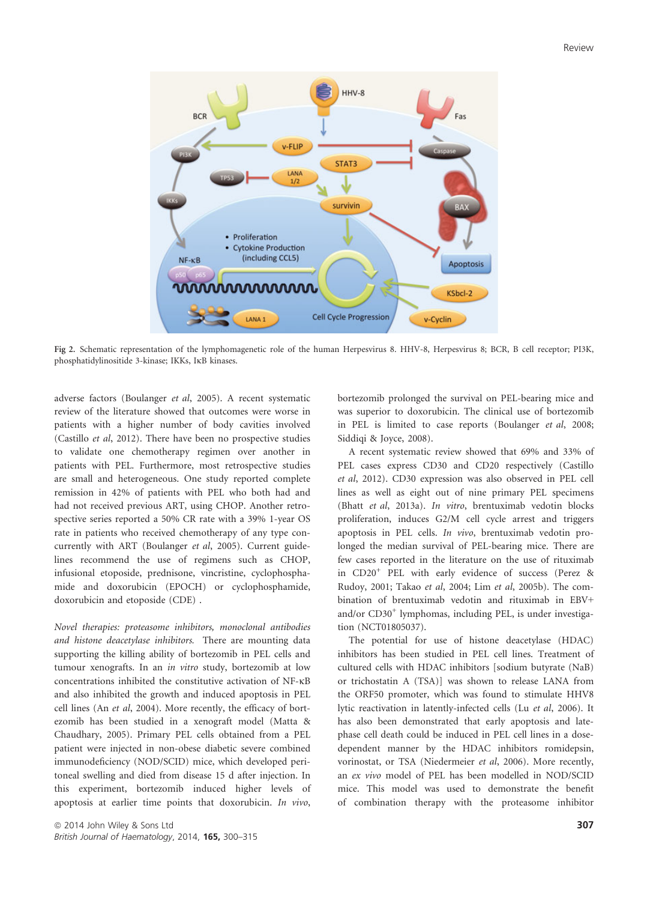Fig 2. Schematic representation of the lymphomagenetic role of the human Herpesvirus 8. HHV-8, Herpesvirus 8; BCR, B cell receptor; PI3K, phosphatidylinositide 3-kinase; IKKs, IκB kinases.

adverse factors (Boulanger *et al*, 2005). A recent systematic review of the literature showed that outcomes were worse in patients with a higher number of body cavities involved (Castillo *et al*, 2012). There have been no prospective studies to validate one chemotherapy regimen over another in patients with PEL. Furthermore, most retrospective studies are small and heterogeneous. One study reported complete remission in 42% of patients with PEL who both had and had not received previous ART, using CHOP. Another retrospective series reported a 50% CR rate with a 39% 1-year OS rate in patients who received chemotherapy of any type concurrently with ART (Boulanger *et al*, 2005). Current guidelines recommend the use of regimens such as CHOP, infusional etoposide, prednisone, vincristine, cyclophosphamide and doxorubicin (EPOCH) or cyclophosphamide, doxorubicin and etoposide (CDE) .

*Novel therapies: proteasome inhibitors, monoclonal antibodies and histone deacetylase inhibitors.* There are mounting data supporting the killing ability of bortezomib in PEL cells and tumour xenografts. In an *in vitro* study, bortezomib at low concentrations inhibited the constitutive activation of NF-κB and also inhibited the growth and induced apoptosis in PEL cell lines (An *et al*, 2004). More recently, the efficacy of bortezomib has been studied in a xenograft model (Matta & Chaudhary, 2005). Primary PEL cells obtained from a PEL patient were injected in non-obese diabetic severe combined immunodeficiency (NOD/SCID) mice, which developed peritoneal swelling and died from disease 15 d after injection. In this experiment, bortezomib induced higher levels of apoptosis at earlier time points that doxorubicin. *In vivo*, bortezomib prolonged the survival on PEL-bearing mice and was superior to doxorubicin. The clinical use of bortezomib in PEL is limited to case reports (Boulanger *et al*, 2008; Siddiqi & Joyce, 2008).

A recent systematic review showed that 69% and 33% of PEL cases express CD30 and CD20 respectively (Castillo *et al*, 2012). CD30 expression was also observed in PEL cell lines as well as eight out of nine primary PEL specimens (Bhatt *et al*, 2013a). *In vitro*, brentuximab vedotin blocks proliferation, induces G2/M cell cycle arrest and triggers apoptosis in PEL cells. *In vivo*, brentuximab vedotin prolonged the median survival of PEL-bearing mice. There are few cases reported in the literature on the use of rituximab in CD20$^{+}$ PEL with early evidence of success (Perez & Rudoy, 2001; Takao *et al*, 2004; Lim *et al*, 2005b). The combination of brentuximab vedotin and rituximab in EBV+ and/or CD30$^{+}$ lymphomas, including PEL, is under investigation (NCT01805037).

The potential for use of histone deacetylase (HDAC) inhibitors has been studied in PEL cell lines. Treatment of cultured cells with HDAC inhibitors [sodium butyrate (NaB) or trichostatin A (TSA)] was shown to release LANA from the ORF50 promoter, which was found to stimulate HHV8 lytic reactivation in latently-infected cells (Lu *et al*, 2006). It has also been demonstrated that early apoptosis and late-phase cell death could be induced in PEL cell lines in a dose-dependent manner by the HDAC inhibitors romidepsin, vorinostat, or TSA (Niedermeier *et al*, 2006). More recently, an *ex vivo* model of PEL has been modelled in NOD/SCID mice. This model was used to demonstrate the benefit of combination therapy with the proteasome inhibitor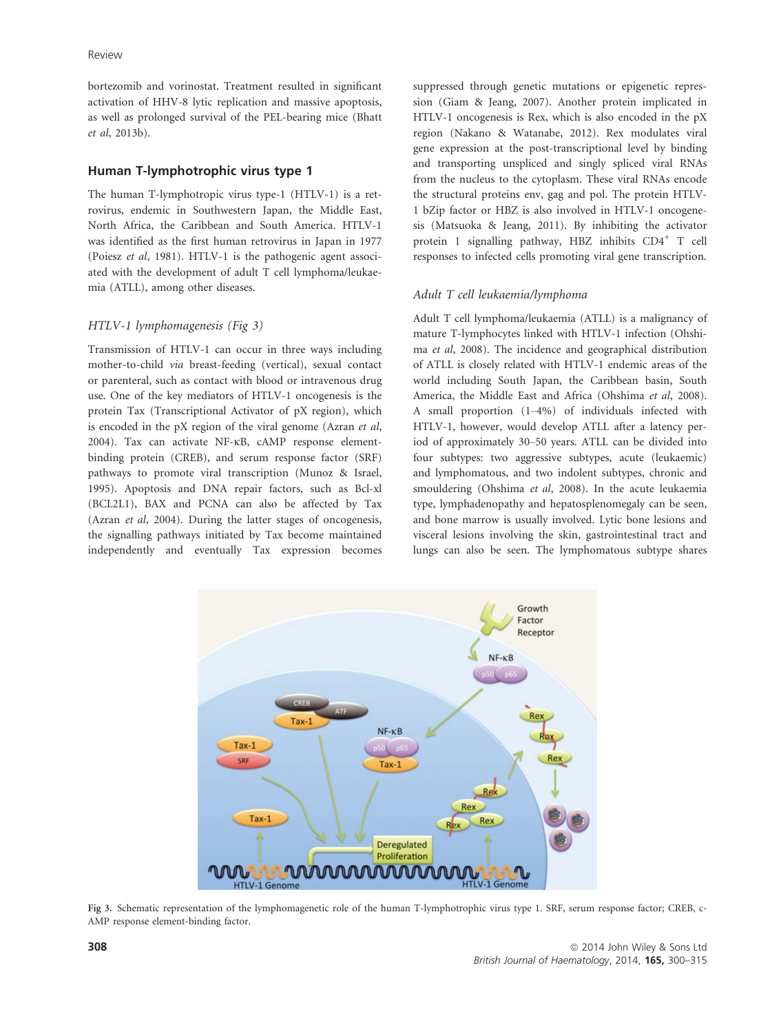bortezomib and vorinostat. Treatment resulted in significant activation of HHV-8 lytic replication and massive apoptosis, as well as prolonged survival of the PEL-bearing mice (Bhatt *et al*, 2013b).

## Human T-lymphotrophic virus type 1

The human T-lymphotropic virus type-1 (HTLV-1) is a retrovirus, endemic in Southwestern Japan, the Middle East, North Africa, the Caribbean and South America. HTLV-1 was identified as the first human retrovirus in Japan in 1977 (Poiesz *et al*, 1981). HTLV-1 is the pathogenic agent associated with the development of adult T cell lymphoma/leukaemia (ATLL), among other diseases.

### *HTLV-1 lymphomagenesis (Fig 3)*

Transmission of HTLV-1 can occur in three ways including mother-to-child *via* breast-feeding (vertical), sexual contact or parenteral, such as contact with blood or intravenous drug use. One of the key mediators of HTLV-1 oncogenesis is the protein Tax (Transcriptional Activator of pX region), which is encoded in the pX region of the viral genome (Azran *et al*, 2004). Tax can activate NF-κB, cAMP response element-binding protein (CREB), and serum response factor (SRF) pathways to promote viral transcription (Munoz & Israel, 1995). Apoptosis and DNA repair factors, such as Bcl-xl (BCL2L1), BAX and PCNA can also be affected by Tax (Azran *et al*, 2004). During the latter stages of oncogenesis, the signalling pathways initiated by Tax become maintained independently and eventually Tax expression becomes suppressed through genetic mutations or epigenetic repression (Giam & Jeang, 2007). Another protein implicated in HTLV-1 oncogenesis is Rex, which is also encoded in the pX region (Nakano & Watanabe, 2012). Rex modulates viral gene expression at the post-transcriptional level by binding and transporting unspliced and singly spliced viral RNAs from the nucleus to the cytoplasm. These viral RNAs encode the structural proteins env, gag and pol. The protein HTLV-1 bZip factor or HBZ is also involved in HTLV-1 oncogenesis (Matsuoka & Jeang, 2011). By inhibiting the activator protein 1 signalling pathway, HBZ inhibits CD4$^+$ T cell responses to infected cells promoting viral gene transcription.

### *Adult T cell leukaemia/lymphoma*

Adult T cell lymphoma/leukaemia (ATLL) is a malignancy of mature T-lymphocytes linked with HTLV-1 infection (Ohshima *et al*, 2008). The incidence and geographical distribution of ATLL is closely related with HTLV-1 endemic areas of the world including South Japan, the Caribbean basin, South America, the Middle East and Africa (Ohshima *et al*, 2008). A small proportion (1–4%) of individuals infected with HTLV-1, however, would develop ATLL after a latency period of approximately 30–50 years. ATLL can be divided into four subtypes: two aggressive subtypes, acute (leukaemic) and lymphomatous, and two indolent subtypes, chronic and smouldering (Ohshima *et al*, 2008). In the acute leukaemia type, lymphadenopathy and hepatosplenomegaly can be seen, and bone marrow is usually involved. Lytic bone lesions and visceral lesions involving the skin, gastrointestinal tract and lungs can also be seen. The lymphomatous subtype shares

Fig 3. Schematic representation of the lymphomagenetic role of the human T-lymphotrophic virus type 1. SRF, serum response factor; CREB, c-AMP response element-binding factor.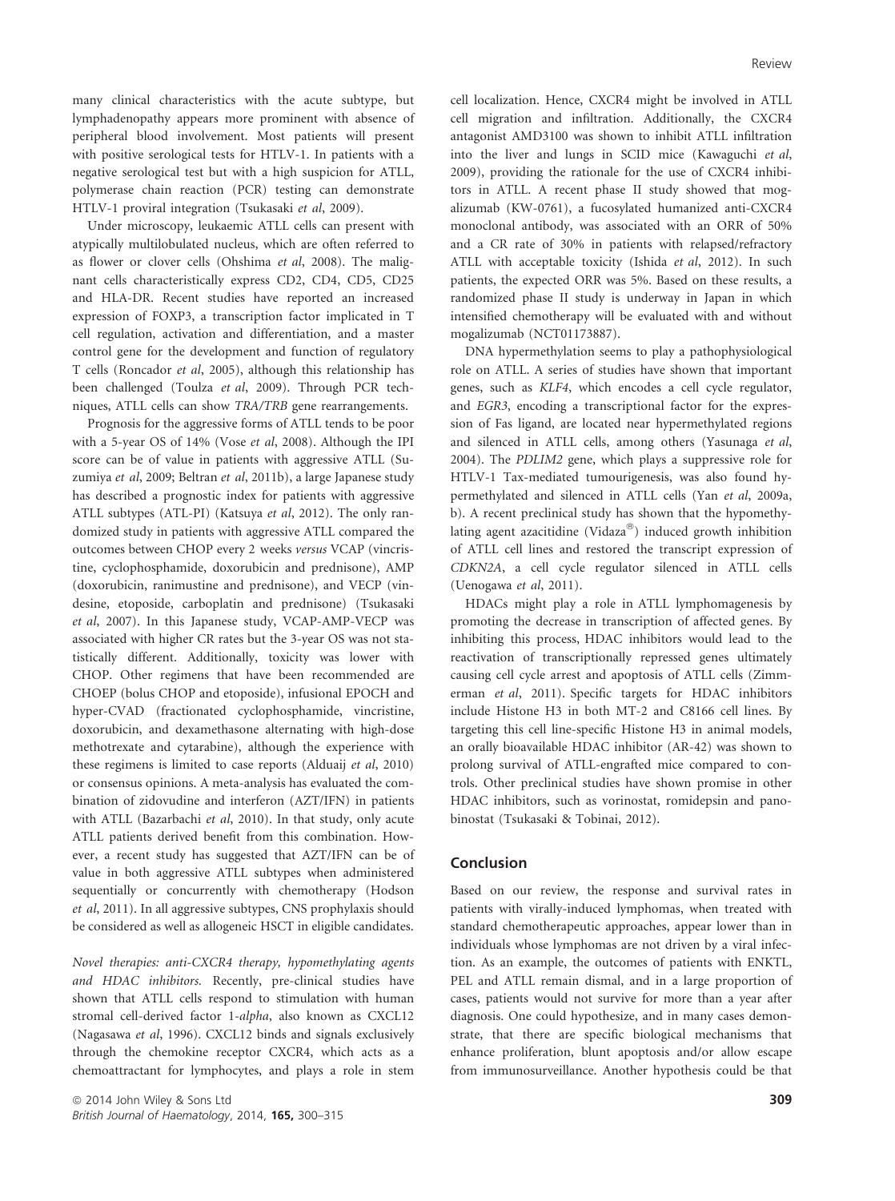many clinical characteristics with the acute subtype, but lymphadenopathy appears more prominent with absence of peripheral blood involvement. Most patients will present with positive serological tests for HTLV-1. In patients with a negative serological test but with a high suspicion for ATLL, polymerase chain reaction (PCR) testing can demonstrate HTLV-1 proviral integration (Tsukasaki *et al*, 2009).

Under microscopy, leukaemic ATLL cells can present with atypically multilobulated nucleus, which are often referred to as flower or clover cells (Ohshima *et al*, 2008). The malignant cells characteristically express CD2, CD4, CD5, CD25 and HLA-DR. Recent studies have reported an increased expression of FOXP3, a transcription factor implicated in T cell regulation, activation and differentiation, and a master control gene for the development and function of regulatory T cells (Roncador *et al*, 2005), although this relationship has been challenged (Toulza *et al*, 2009). Through PCR techniques, ATLL cells can show *TRA/TRB* gene rearrangements.

Prognosis for the aggressive forms of ATLL tends to be poor with a 5-year OS of 14% (Vose *et al*, 2008). Although the IPI score can be of value in patients with aggressive ATLL (Suzumiya *et al*, 2009; Beltran *et al*, 2011b), a large Japanese study has described a prognostic index for patients with aggressive ATLL subtypes (ATL-PI) (Katsuya *et al*, 2012). The only randomized study in patients with aggressive ATLL compared the outcomes between CHOP every 2 weeks *versus* VCAP (vincristine, cyclophosphamide, doxorubicin and prednisone), AMP (doxorubicin, ranimustine and prednisone), and VECP (vindesine, etoposide, carboplatin and prednisone) (Tsukasaki *et al*, 2007). In this Japanese study, VCAP-AMP-VECP was associated with higher CR rates but the 3-year OS was not statistically different. Additionally, toxicity was lower with CHOP. Other regimens that have been recommended are CHOEP (bolus CHOP and etoposide), infusional EPOCH and hyper-CVAD (fractionated cyclophosphamide, vincristine, doxorubicin, and dexamethasone alternating with high-dose methotrexate and cytarabine), although the experience with these regimens is limited to case reports (Alduaij *et al*, 2010) or consensus opinions. A meta-analysis has evaluated the combination of zidovudine and interferon (AZT/IFN) in patients with ATLL (Bazarbachi *et al*, 2010). In that study, only acute ATLL patients derived benefit from this combination. However, a recent study has suggested that AZT/IFN can be of value in both aggressive ATLL subtypes when administered sequentially or concurrently with chemotherapy (Hodson *et al*, 2011). In all aggressive subtypes, CNS prophylaxis should be considered as well as allogeneic HSCT in eligible candidates.

*Novel therapies: anti-CXCR4 therapy, hypomethylating agents and HDAC inhibitors.* Recently, pre-clinical studies have shown that ATLL cells respond to stimulation with human stromal cell-derived factor 1-*alpha*, also known as CXCL12 (Nagasawa *et al*, 1996). CXCL12 binds and signals exclusively through the chemokine receptor CXCR4, which acts as a chemoattractant for lymphocytes, and plays a role in stem cell localization. Hence, CXCR4 might be involved in ATLL cell migration and infiltration. Additionally, the CXCR4 antagonist AMD3100 was shown to inhibit ATLL infiltration into the liver and lungs in SCID mice (Kawaguchi *et al*, 2009), providing the rationale for the use of CXCR4 inhibitors in ATLL. A recent phase II study showed that mogalizumab (KW-0761), a fucosylated humanized anti-CXCR4 monoclonal antibody, was associated with an ORR of 50% and a CR rate of 30% in patients with relapsed/refractory ATLL with acceptable toxicity (Ishida *et al*, 2012). In such patients, the expected ORR was 5%. Based on these results, a randomized phase II study is underway in Japan in which intensified chemotherapy will be evaluated with and without mogalizumab (NCT01173887).

DNA hypermethylation seems to play a pathophysiological role on ATLL. A series of studies have shown that important genes, such as *KLF4*, which encodes a cell cycle regulator, and *EGR3*, encoding a transcriptional factor for the expression of Fas ligand, are located near hypermethylated regions and silenced in ATLL cells, among others (Yasunaga *et al*, 2004). The *PDLIM2* gene, which plays a suppressive role for HTLV-1 Tax-mediated tumourigenesis, was also found hypermethylated and silenced in ATLL cells (Yan *et al*, 2009a, b). A recent preclinical study has shown that the hypomethylating agent azacitidine (Vidaza®) induced growth inhibition of ATLL cell lines and restored the transcript expression of *CDKN2A*, a cell cycle regulator silenced in ATLL cells (Uenogawa *et al*, 2011).

HDACs might play a role in ATLL lymphomagenesis by promoting the decrease in transcription of affected genes. By inhibiting this process, HDAC inhibitors would lead to the reactivation of transcriptionally repressed genes ultimately causing cell cycle arrest and apoptosis of ATLL cells (Zimmerman *et al*, 2011). Specific targets for HDAC inhibitors include Histone H3 in both MT-2 and C8166 cell lines. By targeting this cell line-specific Histone H3 in animal models, an orally bioavailable HDAC inhibitor (AR-42) was shown to prolong survival of ATLL-engrafted mice compared to controls. Other preclinical studies have shown promise in other HDAC inhibitors, such as vorinostat, romidepsin and panobinostat (Tsukasaki & Tobinai, 2012).

## Conclusion

Based on our review, the response and survival rates in patients with virally-induced lymphomas, when treated with standard chemotherapeutic approaches, appear lower than in individuals whose lymphomas are not driven by a viral infection. As an example, the outcomes of patients with ENKTL, PEL and ATLL remain dismal, and in a large proportion of cases, patients would not survive for more than a year after diagnosis. One could hypothesize, and in many cases demonstrate, that there are specific biological mechanisms that enhance proliferation, blunt apoptosis and/or allow escape from immunosurveillance. Another hypothesis could be that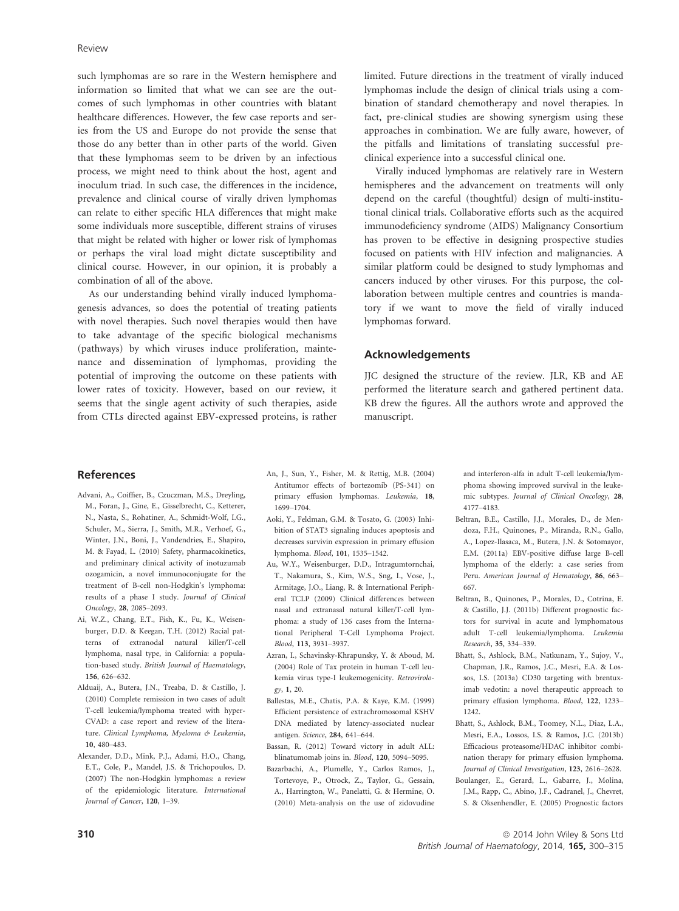such lymphomas are so rare in the Western hemisphere and information so limited that what we can see are the outcomes of such lymphomas in other countries with blatant healthcare differences. However, the few case reports and series from the US and Europe do not provide the sense that those do any better than in other parts of the world. Given that these lymphomas seem to be driven by an infectious process, we might need to think about the host, agent and inoculum triad. In such case, the differences in the incidence, prevalence and clinical course of virally driven lymphomas can relate to either specific HLA differences that might make some individuals more susceptible, different strains of viruses that might be related with higher or lower risk of lymphomas or perhaps the viral load might dictate susceptibility and clinical course. However, in our opinion, it is probably a combination of all of the above.

As our understanding behind virally induced lymphomagenesis advances, so does the potential of treating patients with novel therapies. Such novel therapies would then have to take advantage of the specific biological mechanisms (pathways) by which viruses induce proliferation, maintenance and dissemination of lymphomas, providing the potential of improving the outcome on these patients with lower rates of toxicity. However, based on our review, it seems that the single agent activity of such therapies, aside from CTLs directed against EBV-expressed proteins, is rather limited. Future directions in the treatment of virally induced lymphomas include the design of clinical trials using a combination of standard chemotherapy and novel therapies. In fact, pre-clinical studies are showing synergism using these approaches in combination. We are fully aware, however, of the pitfalls and limitations of translating successful pre-clinical experience into a successful clinical one.

Virally induced lymphomas are relatively rare in Western hemispheres and the advancement on treatments will only depend on the careful (thoughtful) design of multi-institutional clinical trials. Collaborative efforts such as the acquired immunodeficiency syndrome (AIDS) Malignancy Consortium has proven to be effective in designing prospective studies focused on patients with HIV infection and malignancies. A similar platform could be designed to study lymphomas and cancers induced by other viruses. For this purpose, the collaboration between multiple centres and countries is mandatory if we want to move the field of virally induced lymphomas forward.

## Acknowledgements

JJC designed the structure of the review. JLR, KB and AE performed the literature search and gathered pertinent data. KB drew the figures. All the authors wrote and approved the manuscript.

## References

Advani, A., Coiffier, B., Czuczman, M.S., Dreyling, M., Foran, J., Gine, E., Gisselbrecht, C., Ketterer, N., Nasta, S., Rohatiner, A., Schmidt-Wolf, I.G., Schuler, M., Sierra, J., Smith, M.R., Verhoef, G., Winter, J.N., Boni, J., Vandendries, E., Shapiro, M. & Fayad, L. (2010) Safety, pharmacokinetics, and preliminary clinical activity of inotuzumab ozogamicin, a novel immunoconjugate for the treatment of B-cell non-Hodgkin's lymphoma: results of a phase I study. *Journal of Clinical Oncology*, **28**, 2085–2093.

Ai, W.Z., Chang, E.T., Fish, K., Fu, K., Weisenburger, D.D. & Keegan, T.H. (2012) Racial patterns of extranodal natural killer/T-cell lymphoma, nasal type, in California: a population-based study. *British Journal of Haematology*, **156**, 626–632.

Alduaij, A., Butera, J.N., Treaba, D. & Castillo, J. (2010) Complete remission in two cases of adult T-cell leukemia/lymphoma treated with hyper-CVAD: a case report and review of the literature. *Clinical Lymphoma, Myeloma & Leukemia*, **10**, 480–483.

Alexander, D.D., Mink, P.J., Adami, H.O., Chang, E.T., Cole, P., Mandel, J.S. & Trichopoulos, D. (2007) The non-Hodgkin lymphomas: a review of the epidemiologic literature. *International Journal of Cancer*, **120**, 1–39.

An, J., Sun, Y., Fisher, M. & Rettig, M.B. (2004) Antitumor effects of bortezomib (PS-341) on primary effusion lymphomas. *Leukemia*, **18**, 1699–1704.

Aoki, Y., Feldman, G.M. & Tosato, G. (2003) Inhibition of STAT3 signaling induces apoptosis and decreases survivin expression in primary effusion lymphoma. *Blood*, **101**, 1535–1542.

Au, W.Y., Weisenburger, D.D., Intragumtornchai, T., Nakamura, S., Kim, W.S., Sng, I., Vose, J., Armitage, J.O., Liang, R. & International Peripheral TCLP (2009) Clinical differences between nasal and extranasal natural killer/T-cell lymphoma: a study of 136 cases from the International Peripheral T-Cell Lymphoma Project. *Blood*, **113**, 3931–3937.

Azran, I., Schavinsky-Khrapunsky, Y. & Aboud, M. (2004) Role of Tax protein in human T-cell leukemia virus type-I leukemogenicity. *Retrovirology*, **1**, 20.

Ballestas, M.E., Chatis, P.A. & Kaye, K.M. (1999) Efficient persistence of extrachromosomal KSHV DNA mediated by latency-associated nuclear antigen. *Science*, **284**, 641–644.

Bassan, R. (2012) Toward victory in adult ALL: blinatumomab joins in. *Blood*, **120**, 5094–5095.

Bazarbachi, A., Plumelle, Y., Carlos Ramos, J., Tortevoye, P., Otrock, Z., Taylor, G., Gessain, A., Harrington, W., Panelatti, G. & Hermine, O. (2010) Meta-analysis on the use of zidovudine and interferon-alfa in adult T-cell leukemia/lymphoma showing improved survival in the leukemic subtypes. *Journal of Clinical Oncology*, **28**, 4177–4183.

Beltran, B.E., Castillo, J.J., Morales, D., de Mendoza, F.H., Quinones, P., Miranda, R.N., Gallo, A., Lopez-Ilasaca, M., Butera, J.N. & Sotomayor, E.M. (2011a) EBV-positive diffuse large B-cell lymphoma of the elderly: a case series from Peru. *American Journal of Hematology*, **86**, 663–667.

Beltran, B., Quinones, P., Morales, D., Cotrina, E. & Castillo, J.J. (2011b) Different prognostic factors for survival in acute and lymphomatous adult T-cell leukemia/lymphoma. *Leukemia Research*, **35**, 334–339.

Bhatt, S., Ashlock, B.M., Natkunam, Y., Sujoy, V., Chapman, J.R., Ramos, J.C., Mesri, E.A. & Lossos, I.S. (2013a) CD30 targeting with brentuximab vedotin: a novel therapeutic approach to primary effusion lymphoma. *Blood*, **122**, 1233–1242.

Bhatt, S., Ashlock, B.M., Toomey, N.L., Diaz, L.A., Mesri, E.A., Lossos, I.S. & Ramos, J.C. (2013b) Efficacious proteasome/HDAC inhibitor combination therapy for primary effusion lymphoma. *Journal of Clinical Investigation*, **123**, 2616–2628.

Boulanger, E., Gerard, L., Gabarre, J., Molina, J.M., Rapp, C., Abino, J.F., Cadranel, J., Chevret, S. & Oksenhendler, E. (2005) Prognostic factors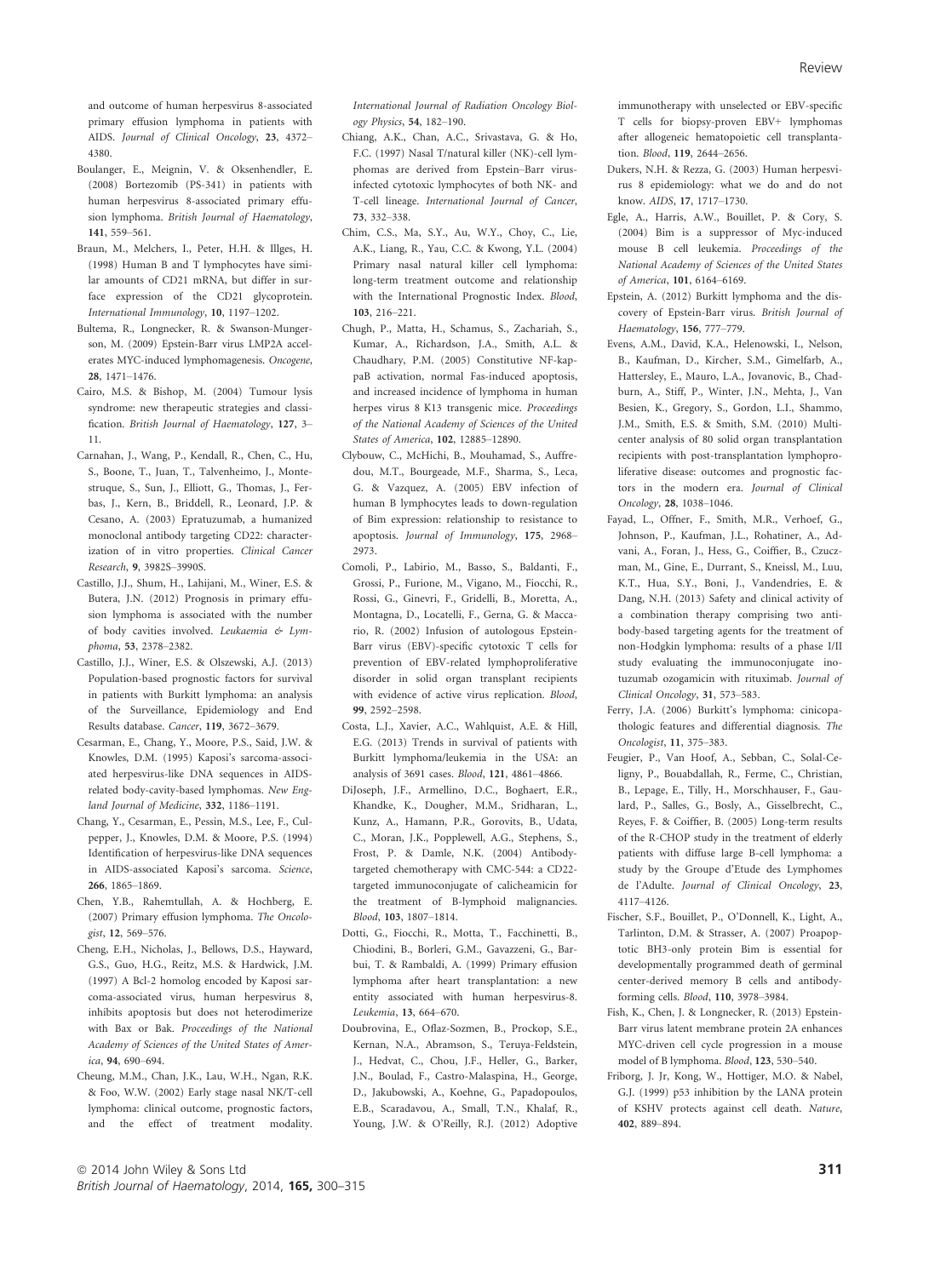and outcome of human herpesvirus 8-associated primary effusion lymphoma in patients with AIDS. *Journal of Clinical Oncology*, **23**, 4372–4380.

Boulanger, E., Meignin, V. & Oksenhendler, E. (2008) Bortezomib (PS-341) in patients with human herpesvirus 8-associated primary effusion lymphoma. *British Journal of Haematology*, **141**, 559–561.

Braun, M., Melchers, I., Peter, H.H. & Illges, H. (1998) Human B and T lymphocytes have similar amounts of CD21 mRNA, but differ in surface expression of the CD21 glycoprotein. *International Immunology*, **10**, 1197–1202.

Bultema, R., Longnecker, R. & Swanson-Mungerson, M. (2009) Epstein-Barr virus LMP2A accelerates MYC-induced lymphomagenesis. *Oncogene*, **28**, 1471–1476.

Cairo, M.S. & Bishop, M. (2004) Tumour lysis syndrome: new therapeutic strategies and classification. *British Journal of Haematology*, **127**, 3–11.

Carnahan, J., Wang, P., Kendall, R., Chen, C., Hu, S., Boone, T., Juan, T., Talvenheimo, J., Montestruque, S., Sun, J., Elliott, G., Thomas, J., Ferbas, J., Kern, B., Briddell, R., Leonard, J.P. & Cesano, A. (2003) Epratuzumab, a humanized monoclonal antibody targeting CD22: characterization of in vitro properties. *Clinical Cancer Research*, **9**, 3982S–3990S.

Castillo, J.J., Shum, H., Lahijani, M., Winer, E.S. & Butera, J.N. (2012) Prognosis in primary effusion lymphoma is associated with the number of body cavities involved. *Leukaemia & Lymphoma*, **53**, 2378–2382.

Castillo, J.J., Winer, E.S. & Olszewski, A.J. (2013) Population-based prognostic factors for survival in patients with Burkitt lymphoma: an analysis of the Surveillance, Epidemiology and End Results database. *Cancer*, **119**, 3672–3679.

Cesarman, E., Chang, Y., Moore, P.S., Said, J.W. & Knowles, D.M. (1995) Kaposi's sarcoma-associated herpesvirus-like DNA sequences in AIDS-related body-cavity-based lymphomas. *New England Journal of Medicine*, **332**, 1186–1191.

Chang, Y., Cesarman, E., Pessin, M.S., Lee, F., Culpepper, J., Knowles, D.M. & Moore, P.S. (1994) Identification of herpesvirus-like DNA sequences in AIDS-associated Kaposi's sarcoma. *Science*, **266**, 1865–1869.

Chen, Y.B., Rahemtullah, A. & Hochberg, E. (2007) Primary effusion lymphoma. *The Oncologist*, **12**, 569–576.

Cheng, E.H., Nicholas, J., Bellows, D.S., Hayward, G.S., Guo, H.G., Reitz, M.S. & Hardwick, J.M. (1997) A Bcl-2 homolog encoded by Kaposi sarcoma-associated virus, human herpesvirus 8, inhibits apoptosis but does not heterodimerize with Bax or Bak. *Proceedings of the National Academy of Sciences of the United States of America*, **94**, 690–694.

Cheung, M.M., Chan, J.K., Lau, W.H., Ngan, R.K. & Foo, W.W. (2002) Early stage nasal NK/T-cell lymphoma: clinical outcome, prognostic factors, and the effect of treatment modality. *International Journal of Radiation Oncology Biology Physics*, **54**, 182–190.

Chiang, A.K., Chan, A.C., Srivastava, G. & Ho, F.C. (1997) Nasal T/natural killer (NK)-cell lymphomas are derived from Epstein–Barr virus-infected cytotoxic lymphocytes of both NK- and T-cell lineage. *International Journal of Cancer*, **73**, 332–338.

Chim, C.S., Ma, S.Y., Au, W.Y., Choy, C., Lie, A.K., Liang, R., Yau, C.C. & Kwong, Y.L. (2004) Primary nasal natural killer cell lymphoma: long-term treatment outcome and relationship with the International Prognostic Index. *Blood*, **103**, 216–221.

Chugh, P., Matta, H., Schamus, S., Zachariah, S., Kumar, A., Richardson, J.A., Smith, A.L. & Chaudhary, P.M. (2005) Constitutive NF-kappaB activation, normal Fas-induced apoptosis, and increased incidence of lymphoma in human herpes virus 8 K13 transgenic mice. *Proceedings of the National Academy of Sciences of the United States of America*, **102**, 12885–12890.

Clybouw, C., McHichi, B., Mouhamad, S., Auffredou, M.T., Bourgeade, M.F., Sharma, S., Leca, G. & Vazquez, A. (2005) EBV infection of human B lymphocytes leads to down-regulation of Bim expression: relationship to resistance to apoptosis. *Journal of Immunology*, **175**, 2968–2973.

Comoli, P., Labirio, M., Basso, S., Baldanti, F., Grossi, P., Furione, M., Vigano, M., Fiocchi, R., Rossi, G., Ginevri, F., Gridelli, B., Moretta, A., Montagna, D., Locatelli, F., Gerna, G. & Maccario, R. (2002) Infusion of autologous Epstein-Barr virus (EBV)-specific cytotoxic T cells for prevention of EBV-related lymphoproliferative disorder in solid organ transplant recipients with evidence of active virus replication. *Blood*, **99**, 2592–2598.

Costa, L.J., Xavier, A.C., Wahlquist, A.E. & Hill, E.G. (2013) Trends in survival of patients with Burkitt lymphoma/leukemia in the USA: an analysis of 3691 cases. *Blood*, **121**, 4861–4866.

DiJoseph, J.F., Armellino, D.C., Boghaert, E.R., Khandke, K., Dougher, M.M., Sridharan, L., Kunz, A., Hamann, P.R., Gorovits, B., Udata, C., Moran, J.K., Popplewell, A.G., Stephens, S., Frost, P. & Damle, N.K. (2004) Antibody-targeted chemotherapy with CMC-544: a CD22-targeted immunoconjugate of calicheamicin for the treatment of B-lymphoid malignancies. *Blood*, **103**, 1807–1814.

Dotti, G., Fiocchi, R., Motta, T., Facchinetti, B., Chiodini, B., Borleri, G.M., Gavazzeni, G., Barbui, T. & Rambaldi, A. (1999) Primary effusion lymphoma after heart transplantation: a new entity associated with human herpesvirus-8. *Leukemia*, **13**, 664–670.

Doubrovina, E., Oflaz-Sozmen, B., Prockop, S.E., Kernan, N.A., Abramson, S., Teruya-Feldstein, J., Hedvat, C., Chou, J.F., Heller, G., Barker, J.N., Boulad, F., Castro-Malaspina, H., George, D., Jakubowski, A., Koehne, G., Papadopoulos, E.B., Scaradavou, A., Small, T.N., Khalaf, R., Young, J.W. & O'Reilly, R.J. (2012) Adoptive immunotherapy with unselected or EBV-specific T cells for biopsy-proven EBV+ lymphomas after allogeneic hematopoietic cell transplantation. *Blood*, **119**, 2644–2656.

Dukers, N.H. & Rezza, G. (2003) Human herpesvirus 8 epidemiology: what we do and do not know. *AIDS*, **17**, 1717–1730.

Egle, A., Harris, A.W., Bouillet, P. & Cory, S. (2004) Bim is a suppressor of Myc-induced mouse B cell leukemia. *Proceedings of the National Academy of Sciences of the United States of America*, **101**, 6164–6169.

Epstein, A. (2012) Burkitt lymphoma and the discovery of Epstein-Barr virus. *British Journal of Haematology*, **156**, 777–779.

Evens, A.M., David, K.A., Helenowski, I., Nelson, B., Kaufman, D., Kircher, S.M., Gimelfarb, A., Hattersley, E., Mauro, L.A., Jovanovic, B., Chadburn, A., Stiff, P., Winter, J.N., Mehta, J., Van Besien, K., Gregory, S., Gordon, L.I., Shammo, J.M., Smith, E.S. & Smith, S.M. (2010) Multicenter analysis of 80 solid organ transplantation recipients with post-transplantation lymphoproliferative disease: outcomes and prognostic factors in the modern era. *Journal of Clinical Oncology*, **28**, 1038–1046.

Fayad, L., Offner, F., Smith, M.R., Verhoef, G., Johnson, P., Kaufman, J.L., Rohatiner, A., Advani, A., Foran, J., Hess, G., Coiffier, B., Czuczman, M., Gine, E., Durrant, S., Kneissl, M., Luu, K.T., Hua, S.Y., Boni, J., Vandendries, E. & Dang, N.H. (2013) Safety and clinical activity of a combination therapy comprising two antibody-based targeting agents for the treatment of non-Hodgkin lymphoma: results of a phase I/II study evaluating the immunoconjugate inotuzumab ozogamicin with rituximab. *Journal of Clinical Oncology*, **31**, 573–583.

Ferry, J.A. (2006) Burkitt's lymphoma: cinicopathologic features and differential diagnosis. *The Oncologist*, **11**, 375–383.

Feugier, P., Van Hoof, A., Sebban, C., Solal-Celigny, P., Bouabdallah, R., Ferme, C., Christian, B., Lepage, E., Tilly, H., Morschhauser, F., Gaulard, P., Salles, G., Bosly, A., Gisselbrecht, C., Reyes, F. & Coiffier, B. (2005) Long-term results of the R-CHOP study in the treatment of elderly patients with diffuse large B-cell lymphoma: a study by the Groupe d'Etude des Lymphomes de l'Adulte. *Journal of Clinical Oncology*, **23**, 4117–4126.

Fischer, S.F., Bouillet, P., O'Donnell, K., Light, A., Tarlinton, D.M. & Strasser, A. (2007) Proapoptotic BH3-only protein Bim is essential for developmentally programmed death of germinal center-derived memory B cells and antibody-forming cells. *Blood*, **110**, 3978–3984.

Fish, K., Chen, J. & Longnecker, R. (2013) Epstein-Barr virus latent membrane protein 2A enhances MYC-driven cell cycle progression in a mouse model of B lymphoma. *Blood*, **123**, 530–540.

Friborg, J. Jr, Kong, W., Hottiger, M.O. & Nabel, G.J. (1999) p53 inhibition by the LANA protein of KSHV protects against cell death. *Nature*, **402**, 889–894.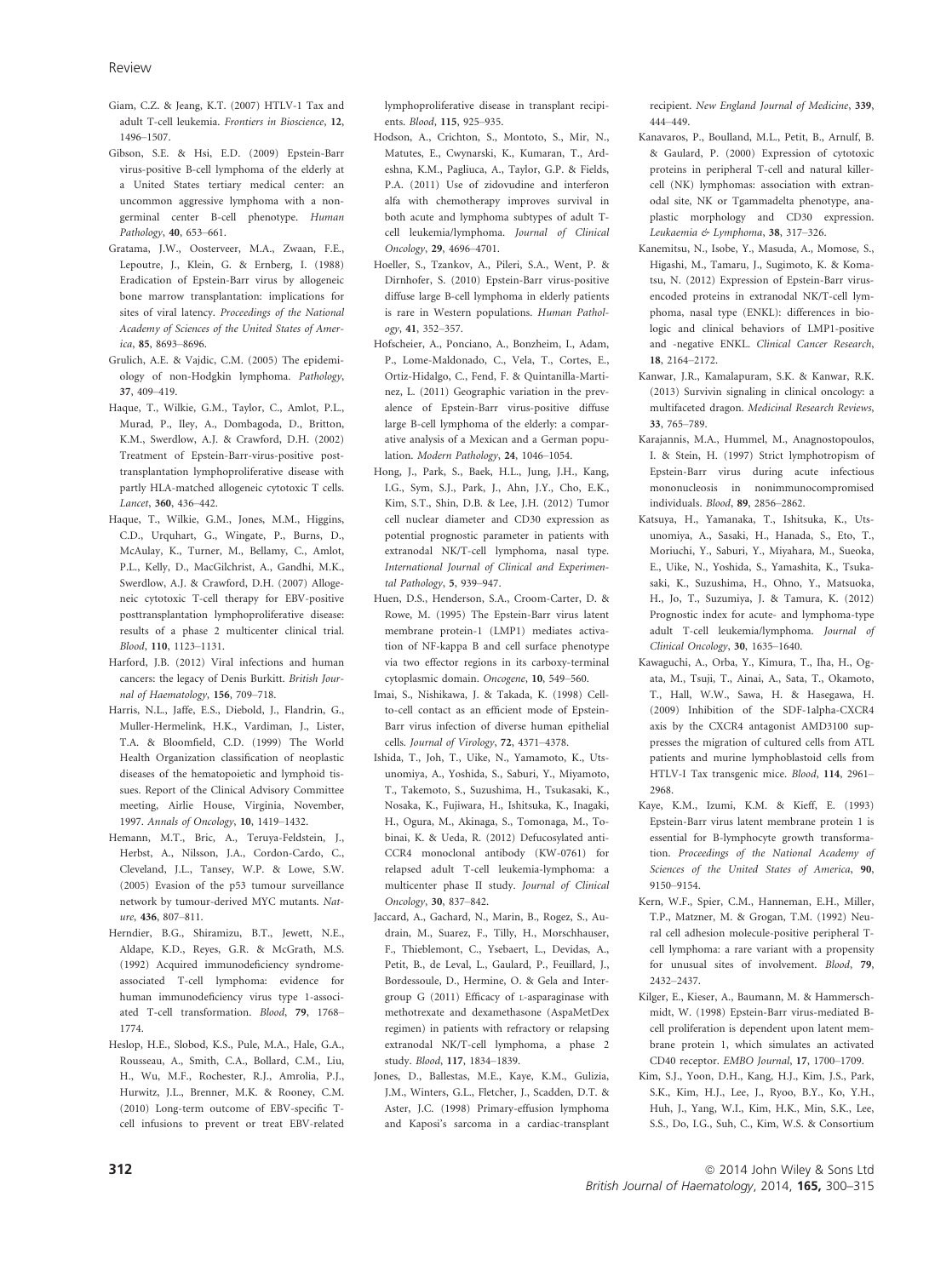Giam, C.Z. & Jeang, K.T. (2007) HTLV-1 Tax and adult T-cell leukemia. *Frontiers in Bioscience*, **12**, 1496–1507.

Gibson, S.E. & Hsi, E.D. (2009) Epstein-Barr virus-positive B-cell lymphoma of the elderly at a United States tertiary medical center: an uncommon aggressive lymphoma with a non-germinal center B-cell phenotype. *Human Pathology*, **40**, 653–661.

Gratama, J.W., Oosterveer, M.A., Zwaan, F.E., Lepoutre, J., Klein, G. & Ernberg, I. (1988) Eradication of Epstein-Barr virus by allogeneic bone marrow transplantation: implications for sites of viral latency. *Proceedings of the National Academy of Sciences of the United States of America*, **85**, 8693–8696.

Grulich, A.E. & Vajdic, C.M. (2005) The epidemiology of non-Hodgkin lymphoma. *Pathology*, **37**, 409–419.

Haque, T., Wilkie, G.M., Taylor, C., Amlot, P.L., Murad, P., Iley, A., Dombagoda, D., Britton, K.M., Swerdlow, A.J. & Crawford, D.H. (2002) Treatment of Epstein-Barr-virus-positive post-transplantation lymphoproliferative disease with partly HLA-matched allogeneic cytotoxic T cells. *Lancet*, **360**, 436–442.

Haque, T., Wilkie, G.M., Jones, M.M., Higgins, C.D., Urquhart, G., Wingate, P., Burns, D., McAulay, K., Turner, M., Bellamy, C., Amlot, P.L., Kelly, D., MacGilchrist, A., Gandhi, M.K., Swerdlow, A.J. & Crawford, D.H. (2007) Allogeneic cytotoxic T-cell therapy for EBV-positive posttransplantation lymphoproliferative disease: results of a phase 2 multicenter clinical trial. *Blood*, **110**, 1123–1131.

Harford, J.B. (2012) Viral infections and human cancers: the legacy of Denis Burkitt. *British Journal of Haematology*, **156**, 709–718.

Harris, N.L., Jaffe, E.S., Diebold, J., Flandrin, G., Muller-Hermelink, H.K., Vardiman, J., Lister, T.A. & Bloomfield, C.D. (1999) The World Health Organization classification of neoplastic diseases of the hematopoietic and lymphoid tissues. Report of the Clinical Advisory Committee meeting, Airlie House, Virginia, November, 1997. *Annals of Oncology*, **10**, 1419–1432.

Hemann, M.T., Bric, A., Teruya-Feldstein, J., Herbst, A., Nilsson, J.A., Cordon-Cardo, C., Cleveland, J.L., Tansey, W.P. & Lowe, S.W. (2005) Evasion of the p53 tumour surveillance network by tumour-derived MYC mutants. *Nature*, **436**, 807–811.

Herndier, B.G., Shiramizu, B.T., Jewett, N.E., Aldape, K.D., Reyes, G.R. & McGrath, M.S. (1992) Acquired immunodeficiency syndrome-associated T-cell lymphoma: evidence for human immunodeficiency virus type 1-associated T-cell transformation. *Blood*, **79**, 1768–1774.

Heslop, H.E., Slobod, K.S., Pule, M.A., Hale, G.A., Rousseau, A., Smith, C.A., Bollard, C.M., Liu, H., Wu, M.F., Rochester, R.J., Amrolia, P.J., Hurwitz, J.L., Brenner, M.K. & Rooney, C.M. (2010) Long-term outcome of EBV-specific T-cell infusions to prevent or treat EBV-related lymphoproliferative disease in transplant recipients. *Blood*, **115**, 925–935.

Hodson, A., Crichton, S., Montoto, S., Mir, N., Matutes, E., Cwynarski, K., Kumaran, T., Ardeshna, K.M., Pagliuca, A., Taylor, G.P. & Fields, P.A. (2011) Use of zidovudine and interferon alfa with chemotherapy improves survival in both acute and lymphoma subtypes of adult T-cell leukemia/lymphoma. *Journal of Clinical Oncology*, **29**, 4696–4701.

Hoeller, S., Tzankov, A., Pileri, S.A., Went, P. & Dirnhofer, S. (2010) Epstein-Barr virus-positive diffuse large B-cell lymphoma in elderly patients is rare in Western populations. *Human Pathology*, **41**, 352–357.

Hofscheier, A., Ponciano, A., Bonzheim, I., Adam, P., Lome-Maldonado, C., Vela, T., Cortes, E., Ortiz-Hidalgo, C., Fend, F. & Quintanilla-Martinez, L. (2011) Geographic variation in the prevalence of Epstein-Barr virus-positive diffuse large B-cell lymphoma of the elderly: a comparative analysis of a Mexican and a German population. *Modern Pathology*, **24**, 1046–1054.

Hong, J., Park, S., Baek, H.L., Jung, J.H., Kang, I.G., Sym, S.J., Park, J., Ahn, J.Y., Cho, E.K., Kim, S.T., Shin, D.B. & Lee, J.H. (2012) Tumor cell nuclear diameter and CD30 expression as potential prognostic parameter in patients with extranodal NK/T-cell lymphoma, nasal type. *International Journal of Clinical and Experimental Pathology*, **5**, 939–947.

Huen, D.S., Henderson, S.A., Croom-Carter, D. & Rowe, M. (1995) The Epstein-Barr virus latent membrane protein-1 (LMP1) mediates activation of NF-kappa B and cell surface phenotype via two effector regions in its carboxy-terminal cytoplasmic domain. *Oncogene*, **10**, 549–560.

Imai, S., Nishikawa, J. & Takada, K. (1998) Cell-to-cell contact as an efficient mode of Epstein-Barr virus infection of diverse human epithelial cells. *Journal of Virology*, **72**, 4371–4378.

Ishida, T., Joh, T., Uike, N., Yamamoto, K., Utsunomiya, A., Yoshida, S., Saburi, Y., Miyamoto, T., Takemoto, S., Suzushima, H., Tsukasaki, K., Nosaka, K., Fujiwara, H., Ishitsuka, K., Inagaki, H., Ogura, M., Akinaga, S., Tomonaga, M., Tobinai, K. & Ueda, R. (2012) Defucosylated anti-CCR4 monoclonal antibody (KW-0761) for relapsed adult T-cell leukemia-lymphoma: a multicenter phase II study. *Journal of Clinical Oncology*, **30**, 837–842.

Jaccard, A., Gachard, N., Marin, B., Rogez, S., Audrain, M., Suarez, F., Tilly, H., Morschhauser, F., Thieblemont, C., Ysebaert, L., Devidas, A., Petit, B., de Leval, L., Gaulard, P., Feuillard, J., Bordessoule, D., Hermine, O. & Gela and Intergroup G (2011) Efficacy of L-asparaginase with methotrexate and dexamethasone (AspaMetDex regimen) in patients with refractory or relapsing extranodal NK/T-cell lymphoma, a phase 2 study. *Blood*, **117**, 1834–1839.

Jones, D., Ballestas, M.E., Kaye, K.M., Gulizia, J.M., Winters, G.L., Fletcher, J., Scadden, D.T. & Aster, J.C. (1998) Primary-effusion lymphoma and Kaposi's sarcoma in a cardiac-transplant recipient. *New England Journal of Medicine*, **339**, 444–449.

Kanavaros, P., Boulland, M.L., Petit, B., Arnulf, B. & Gaulard, P. (2000) Expression of cytotoxic proteins in peripheral T-cell and natural killer-cell (NK) lymphomas: association with extranodal site, NK or Tgammadelta phenotype, anaplastic morphology and CD30 expression. *Leukaemia & Lymphoma*, **38**, 317–326.

Kanemitsu, N., Isobe, Y., Masuda, A., Momose, S., Higashi, M., Tamaru, J., Sugimoto, K. & Komatsu, N. (2012) Expression of Epstein-Barr virus-encoded proteins in extranodal NK/T-cell lymphoma, nasal type (ENKL): differences in biologic and clinical behaviors of LMP1-positive and -negative ENKL. *Clinical Cancer Research*, **18**, 2164–2172.

Kanwar, J.R., Kamalapuram, S.K. & Kanwar, R.K. (2013) Survivin signaling in clinical oncology: a multifaceted dragon. *Medicinal Research Reviews*, **33**, 765–789.

Karajannis, M.A., Hummel, M., Anagnostopoulos, I. & Stein, H. (1997) Strict lymphotropism of Epstein-Barr virus during acute infectious mononucleosis in nonimmunocompromised individuals. *Blood*, **89**, 2856–2862.

Katsuya, H., Yamanaka, T., Ishitsuka, K., Utsunomiya, A., Sasaki, H., Hanada, S., Eto, T., Moriuchi, Y., Saburi, Y., Miyahara, M., Sueoka, E., Uike, N., Yoshida, S., Yamashita, K., Tsukasaki, K., Suzushima, H., Ohno, Y., Matsuoka, H., Jo, T., Suzumiya, J. & Tamura, K. (2012) Prognostic index for acute- and lymphoma-type adult T-cell leukemia/lymphoma. *Journal of Clinical Oncology*, **30**, 1635–1640.

Kawaguchi, A., Orba, Y., Kimura, T., Iha, H., Ogata, M., Tsuji, T., Ainai, A., Sata, T., Okamoto, T., Hall, W.W., Sawa, H. & Hasegawa, H. (2009) Inhibition of the SDF-1alpha-CXCR4 axis by the CXCR4 antagonist AMD3100 suppresses the migration of cultured cells from ATL patients and murine lymphoblastoid cells from HTLV-I Tax transgenic mice. *Blood*, **114**, 2961–2968.

Kaye, K.M., Izumi, K.M. & Kieff, E. (1993) Epstein-Barr virus latent membrane protein 1 is essential for B-lymphocyte growth transformation. *Proceedings of the National Academy of Sciences of the United States of America*, **90**, 9150–9154.

Kern, W.F., Spier, C.M., Hanneman, E.H., Miller, T.P., Matzner, M. & Grogan, T.M. (1992) Neural cell adhesion molecule-positive peripheral T-cell lymphoma: a rare variant with a propensity for unusual sites of involvement. *Blood*, **79**, 2432–2437.

Kilger, E., Kieser, A., Baumann, M. & Hammerschmidt, W. (1998) Epstein-Barr virus-mediated B-cell proliferation is dependent upon latent membrane protein 1, which simulates an activated CD40 receptor. *EMBO Journal*, **17**, 1700–1709.

Kim, S.J., Yoon, D.H., Kang, H.J., Kim, J.S., Park, S.K., Kim, H.J., Lee, J., Ryoo, B.Y., Ko, Y.H., Huh, J., Yang, W.I., Kim, H.K., Min, S.K., Lee, S.S., Do, I.G., Suh, C., Kim, W.S. & Consortium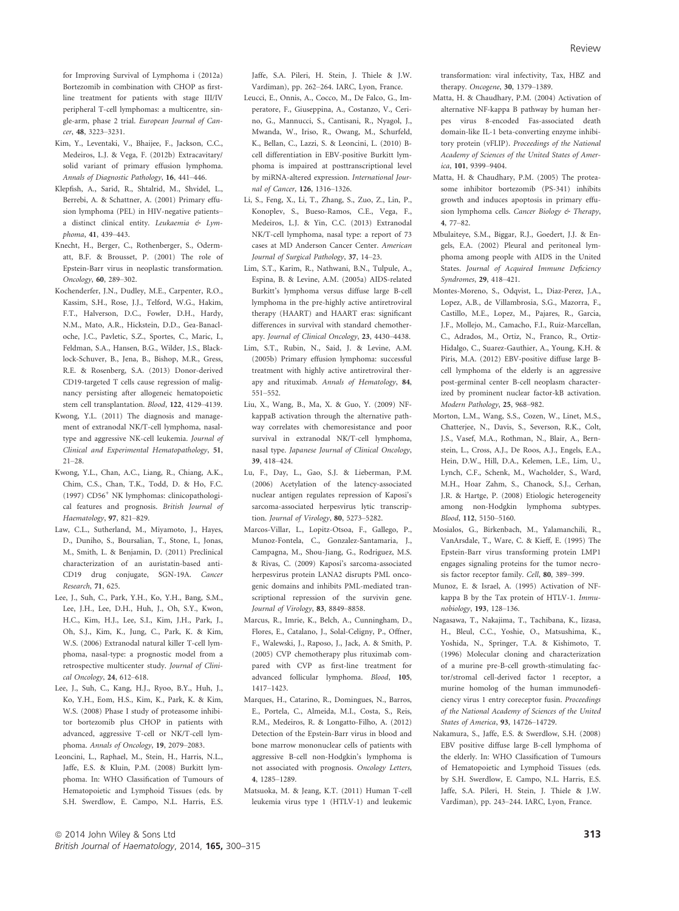for Improving Survival of Lymphoma i (2012a) Bortezomib in combination with CHOP as first-line treatment for patients with stage III/IV peripheral T-cell lymphomas: a multicentre, single-arm, phase 2 trial. *European Journal of Cancer*, **48**, 3223–3231.

Kim, Y., Leventaki, V., Bhaijee, F., Jackson, C.C., Medeiros, L.J. & Vega, F. (2012b) Extracavitary/solid variant of primary effusion lymphoma. *Annals of Diagnostic Pathology*, **16**, 441–446.

Klepfish, A., Sarid, R., Shtalrid, M., Shvidel, L., Berrebi, A. & Schattner, A. (2001) Primary effusion lymphoma (PEL) in HIV-negative patients–a distinct clinical entity. *Leukaemia & Lymphoma*, **41**, 439–443.

Knecht, H., Berger, C., Rothenberger, S., Odermatt, B.F. & Brousset, P. (2001) The role of Epstein-Barr virus in neoplastic transformation. *Oncology*, **60**, 289–302.

Kochenderfer, J.N., Dudley, M.E., Carpenter, R.O., Kassim, S.H., Rose, J.J., Telford, W.G., Hakim, F.T., Halverson, D.C., Fowler, D.H., Hardy, N.M., Mato, A.R., Hickstein, D.D., Gea-Banacloche, J.C., Pavletic, S.Z., Sportes, C., Maric, I., Feldman, S.A., Hansen, B.G., Wilder, J.S., Blacklock-Schuver, B., Jena, B., Bishop, M.R., Gress, R.E. & Rosenberg, S.A. (2013) Donor-derived CD19-targeted T cells cause regression of malignancy persisting after allogeneic hematopoietic stem cell transplantation. *Blood*, **122**, 4129–4139.

Kwong, Y.L. (2011) The diagnosis and management of extranodal NK/T-cell lymphoma, nasal-type and aggressive NK-cell leukemia. *Journal of Clinical and Experimental Hematopathology*, **51**, 21–28.

Kwong, Y.L., Chan, A.C., Liang, R., Chiang, A.K., Chim, C.S., Chan, T.K., Todd, D. & Ho, F.C. (1997) CD56+ NK lymphomas: clinicopathological features and prognosis. *British Journal of Haematology*, **97**, 821–829.

Law, C.L., Sutherland, M., Miyamoto, J., Hayes, D., Duniho, S., Boursalian, T., Stone, I., Jonas, M., Smith, L. & Benjamin, D. (2011) Preclinical characterization of an auristatin-based anti-CD19 drug conjugate, SGN-19A. *Cancer Research*, **71**, 625.

Lee, J., Suh, C., Park, Y.H., Ko, Y.H., Bang, S.M., Lee, J.H., Lee, D.H., Huh, J., Oh, S.Y., Kwon, H.C., Kim, H.J., Lee, S.I., Kim, J.H., Park, J., Oh, S.J., Kim, K., Jung, C., Park, K. & Kim, W.S. (2006) Extranodal natural killer T-cell lymphoma, nasal-type: a prognostic model from a retrospective multicenter study. *Journal of Clinical Oncology*, **24**, 612–618.

Lee, J., Suh, C., Kang, H.J., Ryoo, B.Y., Huh, J., Ko, Y.H., Eom, H.S., Kim, K., Park, K. & Kim, W.S. (2008) Phase I study of proteasome inhibitor bortezomib plus CHOP in patients with advanced, aggressive T-cell or NK/T-cell lymphoma. *Annals of Oncology*, **19**, 2079–2083.

Leoncini, L., Raphael, M., Stein, H., Harris, N.L., Jaffe, E.S. & Kluin, P.M. (2008) Burkitt lymphoma. In: WHO Classification of Tumours of Hematopoietic and Lymphoid Tissues (eds. by S.H. Swerdlow, E. Campo, N.L. Harris, E.S. Jaffe, S.A. Pileri, H. Stein, J. Thiele & J.W. Vardiman), pp. 262–264. IARC, Lyon, France.

Leucci, E., Onnis, A., Cocco, M., De Falco, G., Imperatore, F., Giuseppina, A., Costanzo, V., Cerino, G., Mannucci, S., Cantisani, R., Nyagol, J., Mwanda, W., Iriso, R., Owang, M., Schurfeld, K., Bellan, C., Lazzi, S. & Leoncini, L. (2010) B-cell differentiation in EBV-positive Burkitt lymphoma is impaired at posttranscriptional level by miRNA-altered expression. *International Journal of Cancer*, **126**, 1316–1326.

Li, S., Feng, X., Li, T., Zhang, S., Zuo, Z., Lin, P., Konoplev, S., Bueso-Ramos, C.E., Vega, F., Medeiros, L.J. & Yin, C.C. (2013) Extranodal NK/T-cell lymphoma, nasal type: a report of 73 cases at MD Anderson Cancer Center. *American Journal of Surgical Pathology*, **37**, 14–23.

Lim, S.T., Karim, R., Nathwani, B.N., Tulpule, A., Espina, B. & Levine, A.M. (2005a) AIDS-related Burkitt's lymphoma versus diffuse large B-cell lymphoma in the pre-highly active antiretroviral therapy (HAART) and HAART eras: significant differences in survival with standard chemotherapy. *Journal of Clinical Oncology*, **23**, 4430–4438.

Lim, S.T., Rubin, N., Said, J. & Levine, A.M. (2005b) Primary effusion lymphoma: successful treatment with highly active antiretroviral therapy and rituximab. *Annals of Hematology*, **84**, 551–552.

Liu, X., Wang, B., Ma, X. & Guo, Y. (2009) NF-kappaB activation through the alternative pathway correlates with chemoresistance and poor survival in extranodal NK/T-cell lymphoma, nasal type. *Japanese Journal of Clinical Oncology*, **39**, 418–424.

Lu, F., Day, L., Gao, S.J. & Lieberman, P.M. (2006) Acetylation of the latency-associated nuclear antigen regulates repression of Kaposi's sarcoma-associated herpesvirus lytic transcription. *Journal of Virology*, **80**, 5273–5282.

Marcos-Villar, L., Lopitz-Otsoa, F., Gallego, P., Munoz-Fontela, C., Gonzalez-Santamaria, J., Campagna, M., Shou-Jiang, G., Rodriguez, M.S. & Rivas, C. (2009) Kaposi's sarcoma-associated herpesvirus protein LANA2 disrupts PML oncogenic domains and inhibits PML-mediated transcriptional repression of the survivin gene. *Journal of Virology*, **83**, 8849–8858.

Marcus, R., Imrie, K., Belch, A., Cunningham, D., Flores, E., Catalano, J., Solal-Celigny, P., Offner, F., Walewski, J., Raposo, J., Jack, A. & Smith, P. (2005) CVP chemotherapy plus rituximab compared with CVP as first-line treatment for advanced follicular lymphoma. *Blood*, **105**, 1417–1423.

Marques, H., Catarino, R., Domingues, N., Barros, E., Portela, C., Almeida, M.I., Costa, S., Reis, R.M., Medeiros, R. & Longatto-Filho, A. (2012) Detection of the Epstein-Barr virus in blood and bone marrow mononuclear cells of patients with aggressive B-cell non-Hodgkin's lymphoma is not associated with prognosis. *Oncology Letters*, **4**, 1285–1289.

Matsuoka, M. & Jeang, K.T. (2011) Human T-cell leukemia virus type 1 (HTLV-1) and leukemic transformation: viral infectivity, Tax, HBZ and therapy. *Oncogene*, **30**, 1379–1389.

Matta, H. & Chaudhary, P.M. (2004) Activation of alternative NF-kappa B pathway by human herpes virus 8-encoded Fas-associated death domain-like IL-1 beta-converting enzyme inhibitory protein (vFLIP). *Proceedings of the National Academy of Sciences of the United States of America*, **101**, 9399–9404.

Matta, H. & Chaudhary, P.M. (2005) The proteasome inhibitor bortezomib (PS-341) inhibits growth and induces apoptosis in primary effusion lymphoma cells. *Cancer Biology & Therapy*, **4**, 77–82.

Mbulaiteye, S.M., Biggar, R.J., Goedert, J.J. & Engels, E.A. (2002) Pleural and peritoneal lymphoma among people with AIDS in the United States. *Journal of Acquired Immune Deficiency Syndromes*, **29**, 418–421.

Montes-Moreno, S., Odqvist, L., Diaz-Perez, J.A., Lopez, A.B., de Villambrosia, S.G., Mazorra, F., Castillo, M.E., Lopez, M., Pajares, R., Garcia, J.F., Mollejo, M., Camacho, F.I., Ruiz-Marcellan, C., Adrados, M., Ortiz, N., Franco, R., Ortiz-Hidalgo, C., Suarez-Gauthier, A., Young, K.H. & Piris, M.A. (2012) EBV-positive diffuse large B-cell lymphoma of the elderly is an aggressive post-germinal center B-cell neoplasm characterized by prominent nuclear factor-kB activation. *Modern Pathology*, **25**, 968–982.

Morton, L.M., Wang, S.S., Cozen, W., Linet, M.S., Chatterjee, N., Davis, S., Severson, R.K., Colt, J.S., Vasef, M.A., Rothman, N., Blair, A., Bernstein, L., Cross, A.J., De Roos, A.J., Engels, E.A., Hein, D.W., Hill, D.A., Kelemen, L.E., Lim, U., Lynch, C.F., Schenk, M., Wacholder, S., Ward, M.H., Hoar Zahm, S., Chanock, S.J., Cerhan, J.R. & Hartge, P. (2008) Etiologic heterogeneity among non-Hodgkin lymphoma subtypes. *Blood*, **112**, 5150–5160.

Mosialos, G., Birkenbach, M., Yalamanchili, R., VanArsdale, T., Ware, C. & Kieff, E. (1995) The Epstein-Barr virus transforming protein LMP1 engages signaling proteins for the tumor necrosis factor receptor family. *Cell*, **80**, 389–399.

Munoz, E. & Israel, A. (1995) Activation of NF-kappa B by the Tax protein of HTLV-1. *Immunobiology*, **193**, 128–136.

Nagasawa, T., Nakajima, T., Tachibana, K., Iizasa, H., Bleul, C.C., Yoshie, O., Matsushima, K., Yoshida, N., Springer, T.A. & Kishimoto, T. (1996) Molecular cloning and characterization of a murine pre-B-cell growth-stimulating factor/stromal cell-derived factor 1 receptor, a murine homolog of the human immunodeficiency virus 1 entry coreceptor fusin. *Proceedings of the National Academy of Sciences of the United States of America*, **93**, 14726–14729.

Nakamura, S., Jaffe, E.S. & Swerdlow, S.H. (2008) EBV positive diffuse large B-cell lymphoma of the elderly. In: WHO Classification of Tumours of Hematopoietic and Lymphoid Tissues (eds. by S.H. Swerdlow, E. Campo, N.L. Harris, E.S. Jaffe, S.A. Pileri, H. Stein, J. Thiele & J.W. Vardiman), pp. 243–244. IARC, Lyon, France.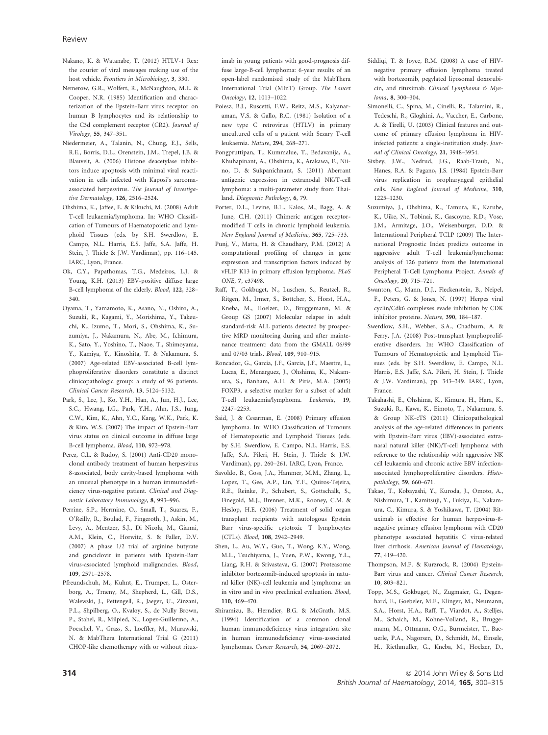Nakano, K. & Watanabe, T. (2012) HTLV-1 Rex: the courier of viral messages making use of the host vehicle. *Frontiers in Microbiology*, **3**, 330.

Nemerow, G.R., Wolfert, R., McNaughton, M.E. & Cooper, N.R. (1985) Identification and characterization of the Epstein-Barr virus receptor on human B lymphocytes and its relationship to the C3d complement receptor (CR2). *Journal of Virology*, **55**, 347–351.

Niedermeier, A., Talanin, N., Chung, E.J., Sells, R.E., Borris, D.L., Orenstein, J.M., Trepel, J.B. & Blauvelt, A. (2006) Histone deacetylase inhibitors induce apoptosis with minimal viral reactivation in cells infected with Kaposi's sarcoma-associated herpesvirus. *The Journal of Investigative Dermatology*, **126**, 2516–2524.

Ohshima, K., Jaffe, E. & Kikuchi, M. (2008) Adult T-cell leukaemia/lymphoma. In: WHO Classification of Tumours of Haematopoietic and Lymphoid Tissues (eds. by S.H. Swerdlow, E. Campo, N.L. Harris, E.S. Jaffe, S.A. Jaffe, H. Stein, J. Thiele & J.W. Vardiman), pp. 116–145. IARC, Lyon, France.

Ok, C.Y., Papathomas, T.G., Medeiros, L.J. & Young, K.H. (2013) EBV-positive diffuse large B-cell lymphoma of the elderly. *Blood*, **122**, 328–340.

Oyama, T., Yamamoto, K., Asano, N., Oshiro, A., Suzuki, R., Kagami, Y., Morishima, Y., Takeuchi, K., Izumo, T., Mori, S., Ohshima, K., Suzumiya, J., Nakamura, N., Abe, M., Ichimura, K., Sato, Y., Yoshino, T., Naoe, T., Shimoyama, Y., Kamiya, Y., Kinoshita, T. & Nakamura, S. (2007) Age-related EBV-associated B-cell lymphoproliferative disorders constitute a distinct clinicopathologic group: a study of 96 patients. *Clinical Cancer Research*, **13**, 5124–5132.

Park, S., Lee, J., Ko, Y.H., Han, A., Jun, H.J., Lee, S.C., Hwang, I.G., Park, Y.H., Ahn, J.S., Jung, C.W., Kim, K., Ahn, Y.C., Kang, W.K., Park, K. & Kim, W.S. (2007) The impact of Epstein-Barr virus status on clinical outcome in diffuse large B-cell lymphoma. *Blood*, **110**, 972–978.

Perez, C.L. & Rudoy, S. (2001) Anti-CD20 monoclonal antibody treatment of human herpesvirus 8-associated, body cavity-based lymphoma with an unusual phenotype in a human immunodeficiency virus-negative patient. *Clinical and Diagnostic Laboratory Immunology*, **8**, 993–996.

Perrine, S.P., Hermine, O., Small, T., Suarez, F., O'Reilly, R., Boulad, F., Fingeroth, J., Askin, M., Levy, A., Mentzer, S.J., Di Nicola, M., Gianni, A.M., Klein, C., Horwitz, S. & Faller, D.V. (2007) A phase 1/2 trial of arginine butyrate and ganciclovir in patients with Epstein-Barr virus-associated lymphoid malignancies. *Blood*, **109**, 2571–2578.

Pfreundschuh, M., Kuhnt, E., Trumper, L., Osterborg, A., Trneny, M., Shepherd, L., Gill, D.S., Walewski, J., Pettengell, R., Jaeger, U., Zinzani, P.L., Shpilberg, O., Kvaloy, S., de Nully Brown, P., Stahel, R., Milpied, N., Lopez-Guillermo, A., Poeschel, V., Grass, S., Loeffler, M., Murawski, N. & MabThera International Trial G (2011) CHOP-like chemotherapy with or without rituximab in young patients with good-prognosis diffuse large-B-cell lymphoma: 6-year results of an open-label randomised study of the MabThera International Trial (MInT) Group. *The Lancet Oncology*, **12**, 1013–1022.

Poiesz, B.J., Ruscetti, F.W., Reitz, M.S., Kalyanaraman, V.S. & Gallo, R.C. (1981) Isolation of a new type C retrovirus (HTLV) in primary uncultured cells of a patient with Sezary T-cell leukaemia. *Nature*, **294**, 268–271.

Pongpruttipan, T., Kummalue, T., Bedavanija, A., Khuhapinant, A., Ohshima, K., Arakawa, F., Niino, D. & Sukpanichnant, S. (2011) Aberrant antigenic expression in extranodal NK/T-cell lymphoma: a multi-parameter study from Thailand. *Diagnostic Pathology*, **6**, 79.

Porter, D.L., Levine, B.L., Kalos, M., Bagg, A. & June, C.H. (2011) Chimeric antigen receptor-modified T cells in chronic lymphoid leukemia. *New England Journal of Medicine*, **365**, 725–733.

Punj, V., Matta, H. & Chaudhary, P.M. (2012) A computational profiling of changes in gene expression and transcription factors induced by vFLIP K13 in primary effusion lymphoma. *PLoS ONE*, **7**, e37498.

Raff, T., Gokbuget, N., Luschen, S., Reutzel, R., Ritgen, M., Irmer, S., Bottcher, S., Horst, H.A., Kneba, M., Hoelzer, D., Bruggemann, M. & Group GS (2007) Molecular relapse in adult standard-risk ALL patients detected by prospective MRD monitoring during and after maintenance treatment: data from the GMALL 06/99 and 07/03 trials. *Blood*, **109**, 910–915.

Roncador, G., Garcia, J.F., Garcia, J.F., Maestre, L., Lucas, E., Menarguez, J., Ohshima, K., Nakamura, S., Banham, A.H. & Piris, M.A. (2005) FOXP3, a selective marker for a subset of adult T-cell leukaemia/lymphoma. *Leukemia*, **19**, 2247–2253.

Said, J. & Cesarman, E. (2008) Primary effusion lymphoma. In: WHO Classification of Tumours of Hematopoietic and Lymphoid Tissues (eds. by S.H. Swerdlow, E. Campo, N.L. Harris, E.S. Jaffe, S.A. Pileri, H. Stein, J. Thiele & J.W. Vardiman), pp. 260–261. IARC, Lyon, France.

Savoldo, B., Goss, J.A., Hammer, M.M., Zhang, L., Lopez, T., Gee, A.P., Lin, Y.F., Quiros-Tejeira, R.E., Reinke, P., Schubert, S., Gottschalk, S., Finegold, M.J., Brenner, M.K., Rooney, C.M. & Heslop, H.E. (2006) Treatment of solid organ transplant recipients with autologous Epstein Barr virus-specific cytotoxic T lymphocytes (CTLs). *Blood*, **108**, 2942–2949.

Shen, L., Au, W.Y., Guo, T., Wong, K.Y., Wong, M.L., Tsuchiyama, J., Yuen, P.W., Kwong, Y.L., Liang, R.H. & Srivastava, G. (2007) Proteasome inhibitor bortezomib-induced apoptosis in natural killer (NK)-cell leukemia and lymphoma: an in vitro and in vivo preclinical evaluation. *Blood*, **110**, 469–470.

Shiramizu, B., Herndier, B.G. & McGrath, M.S. (1994) Identification of a common clonal human immunodeficiency virus integration site in human immunodeficiency virus-associated lymphomas. *Cancer Research*, **54**, 2069–2072.

Siddiqi, T. & Joyce, R.M. (2008) A case of HIV-negative primary effusion lymphoma treated with bortezomib, pegylated liposomal doxorubicin, and rituximab. *Clinical Lymphoma & Myeloma*, **8**, 300–304.

Simonelli, C., Spina, M., Cinelli, R., Talamini, R., Tedeschi, R., Gloghini, A., Vaccher, E., Carbone, A. & Tirelli, U. (2003) Clinical features and outcome of primary effusion lymphoma in HIV-infected patients: a single-institution study. *Journal of Clinical Oncology*, **21**, 3948–3954.

Sixbey, J.W., Nedrud, J.G., Raab-Traub, N., Hanes, R.A. & Pagano, J.S. (1984) Epstein-Barr virus replication in oropharyngeal epithelial cells. *New England Journal of Medicine*, **310**, 1225–1230.

Suzumiya, J., Ohshima, K., Tamura, K., Karube, K., Uike, N., Tobinai, K., Gascoyne, R.D., Vose, J.M., Armitage, J.O., Weisenburger, D.D. & International Peripheral TCLP (2009) The International Prognostic Index predicts outcome in aggressive adult T-cell leukemia/lymphoma: analysis of 126 patients from the International Peripheral T-Cell Lymphoma Project. *Annals of Oncology*, **20**, 715–721.

Swanton, C., Mann, D.J., Fleckenstein, B., Neipel, F., Peters, G. & Jones, N. (1997) Herpes viral cyclin/Cdk6 complexes evade inhibition by CDK inhibitor proteins. *Nature*, **390**, 184–187.

Swerdlow, S.H., Webber, S.A., Chadburn, A. & Ferry, J.A. (2008) Post-transplant lymphoproliferative disorders. In: WHO Classification of Tumours of Hematopoietic and Lymphoid Tissues (eds. by S.H. Swerdlow, E. Campo, N.L. Harris, E.S. Jaffe, S.A. Pileri, H. Stein, J. Thiele & J.W. Vardiman), pp. 343–349. IARC, Lyon, France.

Takahashi, E., Ohshima, K., Kimura, H., Hara, K., Suzuki, R., Kawa, K., Eimoto, T., Nakamura, S. & Group NK-cTS (2011) Clinicopathological analysis of the age-related differences in patients with Epstein-Barr virus (EBV)-associated extranasal natural killer (NK)/T-cell lymphoma with reference to the relationship with aggressive NK cell leukaemia and chronic active EBV infection-associated lymphoproliferative disorders. *Histopathology*, **59**, 660–671.

Takao, T., Kobayashi, Y., Kuroda, J., Omoto, A., Nishimura, T., Kamitsuji, Y., Fukiya, E., Nakamura, C., Kimura, S. & Yoshikawa, T. (2004) Rituximab is effective for human herpesvirus-8-negative primary effusion lymphoma with CD20 phenotype associated hepatitis C virus-related liver cirrhosis. *American Journal of Hematology*, **77**, 419–420.

Thompson, M.P. & Kurzrock, R. (2004) Epstein-Barr virus and cancer. *Clinical Cancer Research*, **10**, 803–821.

Topp, M.S., Gokbuget, N., Zugmaier, G., Degenhard, E., Goebeler, M.E., Klinger, M., Neumann, S.A., Horst, H.A., Raff, T., Viardot, A., Stelljes, M., Schaich, M., Kohne-Volland, R., Bruggemann, M., Ottmann, O.G., Burmeister, T., Baeuerle, P.A., Nagorsen, D., Schmidt, M., Einsele, H., Riethmuller, G., Kneba, M., Hoelzer, D.,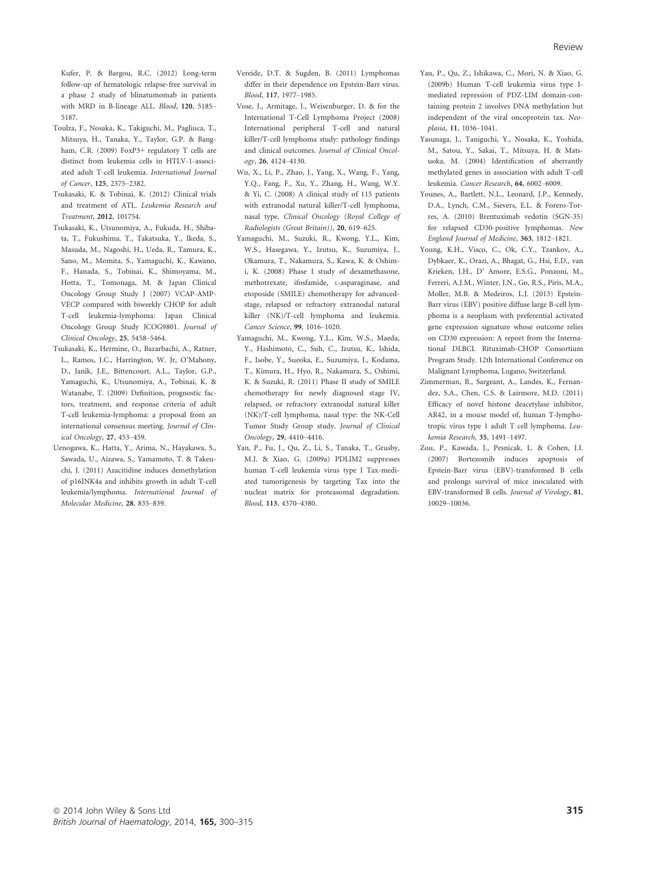Kufer, P. & Bargou, R.C. (2012) Long-term follow-up of hematologic relapse-free survival in a phase 2 study of blinatumomab in patients with MRD in B-lineage ALL. *Blood*, **120**, 5185–5187.

Toulza, F., Nosaka, K., Takiguchi, M., Pagliuca, T., Mitsuya, H., Tanaka, Y., Taylor, G.P. & Bangham, C.R. (2009) FoxP3+ regulatory T cells are distinct from leukemia cells in HTLV-1-associated adult T-cell leukemia. *International Journal of Cancer*, **125**, 2375–2382.

Tsukasaki, K. & Tobinai, K. (2012) Clinical trials and treatment of ATL. *Leukemia Research and Treatment*, **2012**, 101754.

Tsukasaki, K., Utsunomiya, A., Fukuda, H., Shibata, T., Fukushima, T., Takatsuka, Y., Ikeda, S., Masuda, M., Nagoshi, H., Ueda, R., Tamura, K., Sano, M., Momita, S., Yamaguchi, K., Kawano, F., Hanada, S., Tobinai, K., Shimoyama, M., Hotta, T., Tomonaga, M. & Japan Clinical Oncology Group Study J (2007) VCAP-AMP-VECP compared with biweekly CHOP for adult T-cell leukemia-lymphoma: Japan Clinical Oncology Group Study JCOG9801. *Journal of Clinical Oncology*, **25**, 5458–5464.

Tsukasaki, K., Hermine, O., Bazarbachi, A., Ratner, L., Ramos, J.C., Harrington, W. Jr, O'Mahony, D., Janik, J.E., Bittencourt, A.L., Taylor, G.P., Yamaguchi, K., Utsunomiya, A., Tobinai, K. & Watanabe, T. (2009) Definition, prognostic factors, treatment, and response criteria of adult T-cell leukemia-lymphoma: a proposal from an international consensus meeting. *Journal of Clinical Oncology*, **27**, 453–459.

Uenogawa, K., Hatta, Y., Arima, N., Hayakawa, S., Sawada, U., Aizawa, S., Yamamoto, T. & Takeuchi, J. (2011) Azacitidine induces demethylation of p16INK4a and inhibits growth in adult T-cell leukemia/lymphoma. *International Journal of Molecular Medicine*, **28**, 835–839.

Vereide, D.T. & Sugden, B. (2011) Lymphomas differ in their dependence on Epstein-Barr virus. *Blood*, **117**, 1977–1985.

Vose, J., Armitage, J., Weisenburger, D. & for the International T-Cell Lymphoma Project (2008) International peripheral T-cell and natural killer/T-cell lymphoma study: pathology findings and clinical outcomes. *Journal of Clinical Oncology*, **26**, 4124–4130.

Wu, X., Li, P., Zhao, J., Yang, X., Wang, F., Yang, Y.Q., Fang, F., Xu, Y., Zhang, H., Wang, W.Y. & Yi, C. (2008) A clinical study of 115 patients with extranodal natural killer/T-cell lymphoma, nasal type. *Clinical Oncology (Royal College of Radiologists (Great Britain))*, **20**, 619–625.

Yamaguchi, M., Suzuki, R., Kwong, Y.L., Kim, W.S., Hasegawa, Y., Izutsu, K., Suzumiya, J., Okamura, T., Nakamura, S., Kawa, K. & Oshimi, K. (2008) Phase I study of dexamethasone, methotrexate, ifosfamide, L-asparaginase, and etoposide (SMILE) chemotherapy for advanced-stage, relapsed or refractory extranodal natural killer (NK)/T-cell lymphoma and leukemia. *Cancer Science*, **99**, 1016–1020.

Yamaguchi, M., Kwong, Y.L., Kim, W.S., Maeda, Y., Hashimoto, C., Suh, C., Izutsu, K., Ishida, F., Isobe, Y., Sueoka, E., Suzumiya, J., Kodama, T., Kimura, H., Hyo, R., Nakamura, S., Oshimi, K. & Suzuki, R. (2011) Phase II study of SMILE chemotherapy for newly diagnosed stage IV, relapsed, or refractory extranodal natural killer (NK)/T-cell lymphoma, nasal type: the NK-Cell Tumor Study Group study. *Journal of Clinical Oncology*, **29**, 4410–4416.

Yan, P., Fu, J., Qu, Z., Li, S., Tanaka, T., Grusby, M.J. & Xiao, G. (2009a) PDLIM2 suppresses human T-cell leukemia virus type I Tax-mediated tumorigenesis by targeting Tax into the nuclear matrix for proteasomal degradation. *Blood*, **113**, 4370–4380.

Yan, P., Qu, Z., Ishikawa, C., Mori, N. & Xiao, G. (2009b) Human T-cell leukemia virus type I-mediated repression of PDZ-LIM domain-containing protein 2 involves DNA methylation but independent of the viral oncoprotein tax. *Neoplasia*, **11**, 1036–1041.

Yasunaga, J., Taniguchi, Y., Nosaka, K., Yoshida, M., Satou, Y., Sakai, T., Mitsuya, H. & Matsuoka, M. (2004) Identification of aberrantly methylated genes in association with adult T-cell leukemia. *Cancer Research*, **64**, 6002–6009.

Younes, A., Bartlett, N.L., Leonard, J.P., Kennedy, D.A., Lynch, C.M., Sievers, E.L. & Forero-Torres, A. (2010) Brentuximab vedotin (SGN-35) for relapsed CD30-positive lymphomas. *New England Journal of Medicine*, **363**, 1812–1821.

Young, K.H., Visco, C., Ok, C.Y., Tzankov, A., Dybkaer, K., Orazi, A., Bhagat, G., Hsi, E.D., van Krieken, J.H., D' Amore, E.S.G., Ponzoni, M., Ferreri, A.J.M., Winter, J.N., Go, R.S., Piris, M.A., Moller, M.B. & Medeiros, L.J. (2013) Epstein-Barr virus (EBV) positive diffuse large B-cell lymphoma is a neoplasm with preferential activated gene expression signature whose outcome relies on CD30 expression: A report from the International DLBCL Rituximab-CHOP Consortium Program Study. 12th International Conference on Malignant Lymphoma, Lugano, Switzerland.

Zimmerman, B., Sargeant, A., Landes, K., Fernandez, S.A., Chen, C.S. & Lairmore, M.D. (2011) Efficacy of novel histone deacetylase inhibitor, AR42, in a mouse model of, human T-lymphotropic virus type 1 adult T cell lymphoma. *Leukemia Research*, **35**, 1491–1497.

Zou, P., Kawada, J., Pesnicak, L. & Cohen, J.I. (2007) Bortezomib induces apoptosis of Epstein-Barr virus (EBV)-transformed B cells and prolongs survival of mice inoculated with EBV-transformed B cells. *Journal of Virology*, **81**, 10029–10036.